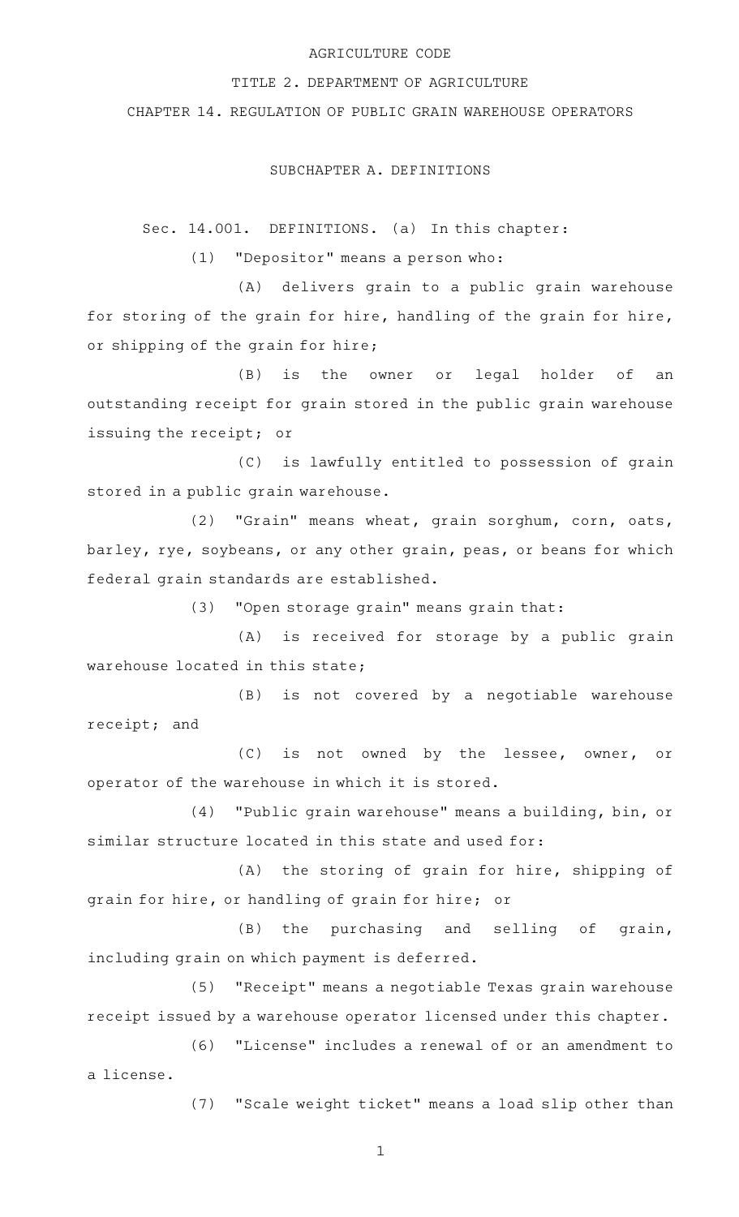# AGRICULTURE CODE

## TITLE 2. DEPARTMENT OF AGRICULTURE

## CHAPTER 14. REGULATION OF PUBLIC GRAIN WAREHOUSE OPERATORS

### SUBCHAPTER A. DEFINITIONS

Sec. 14.001. DEFINITIONS. (a) In this chapter:

(1) "Depositor" means a person who:

(A) delivers grain to a public grain warehouse for storing of the grain for hire, handling of the grain for hire, or shipping of the grain for hire;

(B) is the owner or legal holder of an outstanding receipt for grain stored in the public grain warehouse issuing the receipt; or

(C) is lawfully entitled to possession of grain stored in a public grain warehouse.

(2) "Grain" means wheat, grain sorghum, corn, oats, barley, rye, soybeans, or any other grain, peas, or beans for which federal grain standards are established.

(3) "Open storage grain" means grain that:

(A) is received for storage by a public grain warehouse located in this state;

(B) is not covered by a negotiable warehouse receipt; and

(C) is not owned by the lessee, owner, or operator of the warehouse in which it is stored.

(4) "Public grain warehouse" means a building, bin, or similar structure located in this state and used for:

(A) the storing of grain for hire, shipping of grain for hire, or handling of grain for hire; or

(B) the purchasing and selling of grain, including grain on which payment is deferred.

(5) "Receipt" means a negotiable Texas grain warehouse receipt issued by a warehouse operator licensed under this chapter.

(6) "License" includes a renewal of or an amendment to a license.

(7) "Scale weight ticket" means a load slip other than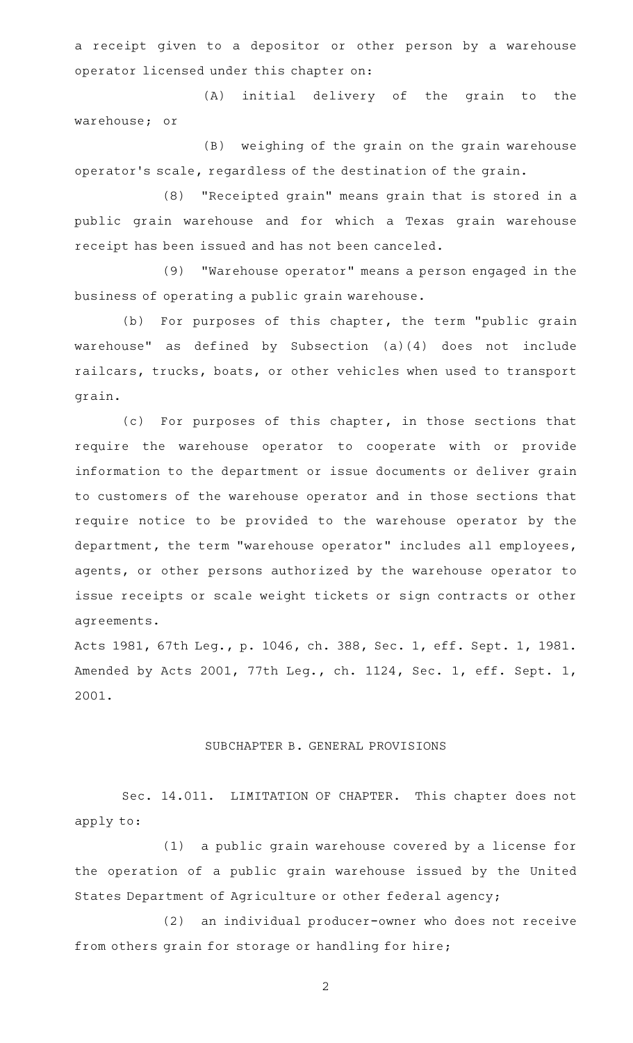a receipt given to a depositor or other person by a warehouse operator licensed under this chapter on:

(A) initial delivery of the grain to the warehouse; or

(B) weighing of the grain on the grain warehouse operator's scale, regardless of the destination of the grain.

(8) "Receipted grain" means grain that is stored in a public grain warehouse and for which a Texas grain warehouse receipt has been issued and has not been canceled.

(9) "Warehouse operator" means a person engaged in the business of operating a public grain warehouse.

(b) For purposes of this chapter, the term "public grain warehouse" as defined by Subsection (a)(4) does not include railcars, trucks, boats, or other vehicles when used to transport grain.

(c) For purposes of this chapter, in those sections that require the warehouse operator to cooperate with or provide information to the department or issue documents or deliver grain to customers of the warehouse operator and in those sections that require notice to be provided to the warehouse operator by the department, the term "warehouse operator" includes all employees, agents, or other persons authorized by the warehouse operator to issue receipts or scale weight tickets or sign contracts or other agreements.

Acts 1981, 67th Leg., p. 1046, ch. 388, Sec. 1, eff. Sept. 1, 1981. Amended by Acts 2001, 77th Leg., ch. 1124, Sec. 1, eff. Sept. 1, 2001.

## SUBCHAPTER B. GENERAL PROVISIONS

Sec. 14.011. LIMITATION OF CHAPTER. This chapter does not apply to:

(1) a public grain warehouse covered by a license for the operation of a public grain warehouse issued by the United States Department of Agriculture or other federal agency;

(2) an individual producer-owner who does not receive from others grain for storage or handling for hire;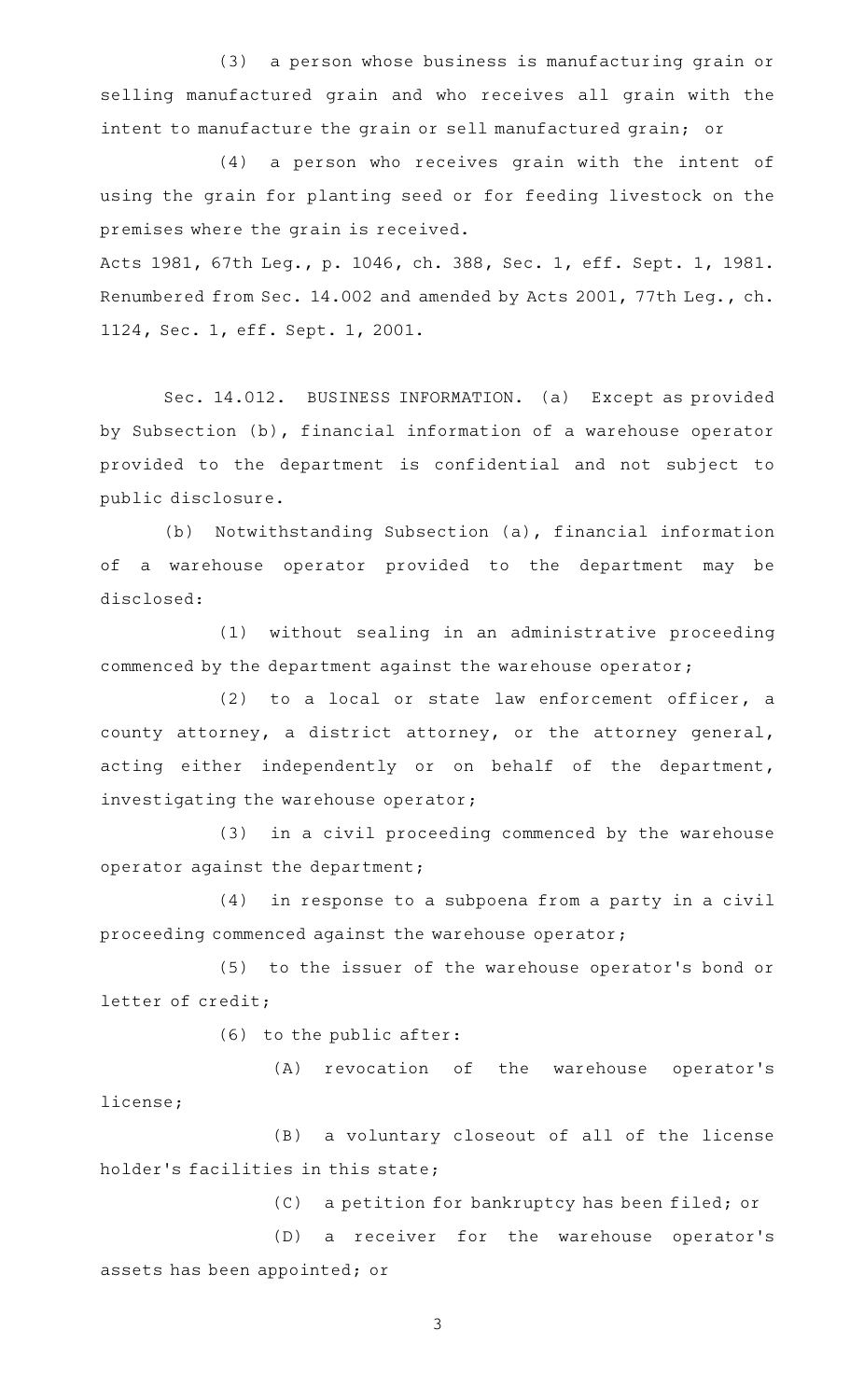(3) a person whose business is manufacturing grain or selling manufactured grain and who receives all grain with the intent to manufacture the grain or sell manufactured grain; or

(4) a person who receives grain with the intent of using the grain for planting seed or for feeding livestock on the premises where the grain is received.

Acts 1981, 67th Leg., p. 1046, ch. 388, Sec. 1, eff. Sept. 1, 1981. Renumbered from Sec. 14.002 and amended by Acts 2001, 77th Leg., ch. 1124, Sec. 1, eff. Sept. 1, 2001.

Sec. 14.012. BUSINESS INFORMATION. (a) Except as provided by Subsection (b), financial information of a warehouse operator provided to the department is confidential and not subject to public disclosure.

(b) Notwithstanding Subsection (a), financial information of a warehouse operator provided to the department may be disclosed:

(1) without sealing in an administrative proceeding commenced by the department against the warehouse operator;

(2) to a local or state law enforcement officer, a county attorney, a district attorney, or the attorney general, acting either independently or on behalf of the department, investigating the warehouse operator;

(3) in a civil proceeding commenced by the warehouse operator against the department;

(4) in response to a subpoena from a party in a civil proceeding commenced against the warehouse operator;

(5) to the issuer of the warehouse operator's bond or letter of credit;

(6) to the public after:

(A) revocation of the warehouse operator's license;

(B) a voluntary closeout of all of the license holder's facilities in this state;

(C) a petition for bankruptcy has been filed; or

(D) a receiver for the warehouse operator's assets has been appointed; or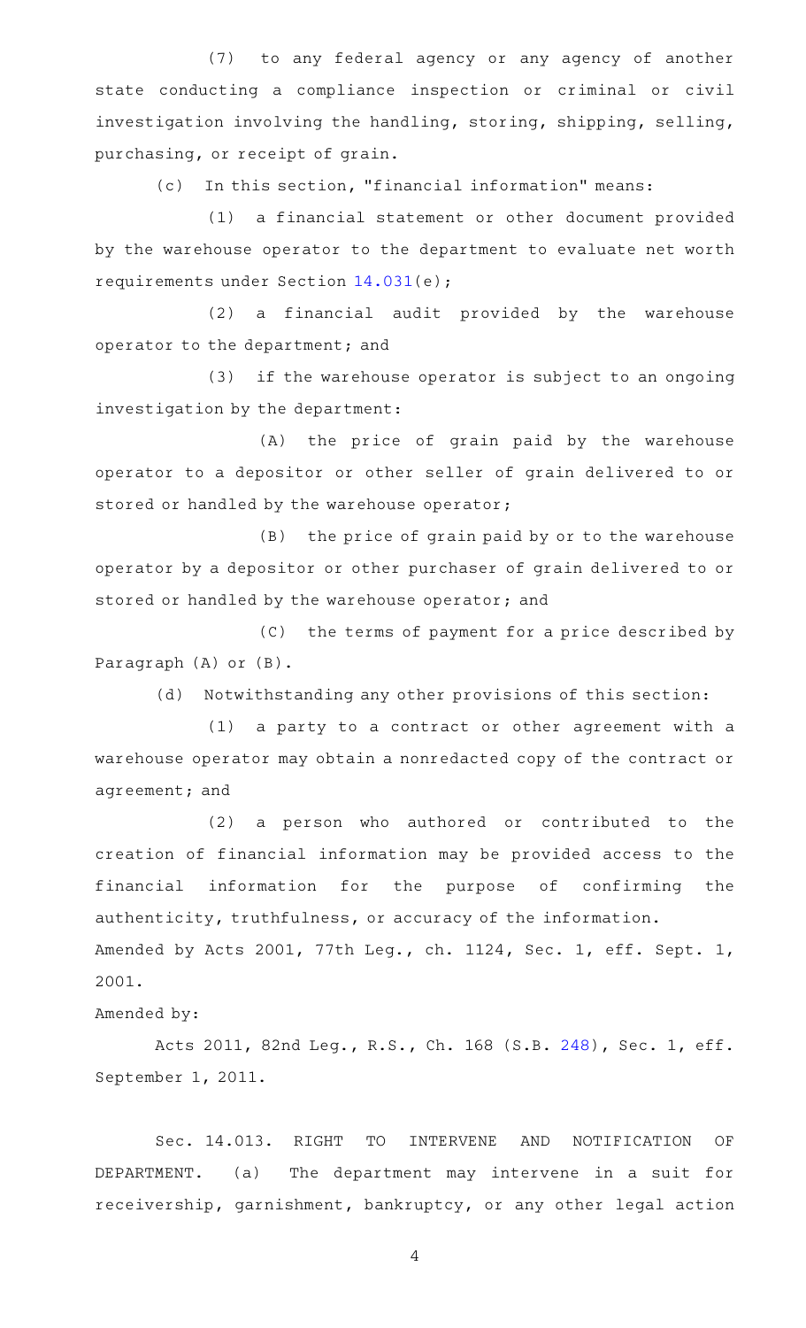(7) to any federal agency or any agency of another state conducting a compliance inspection or criminal or civil investigation involving the handling, storing, shipping, selling, purchasing, or receipt of grain.

(c) In this section, "financial information" means:

(1) a financial statement or other document provided by the warehouse operator to the department to evaluate net worth requirements under Section 14.031(e);

(2) a financial audit provided by the warehouse operator to the department; and

(3) if the warehouse operator is subject to an ongoing investigation by the department:

(A) the price of grain paid by the warehouse operator to a depositor or other seller of grain delivered to or stored or handled by the warehouse operator;

(B) the price of grain paid by or to the warehouse operator by a depositor or other purchaser of grain delivered to or stored or handled by the warehouse operator; and

(C) the terms of payment for a price described by Paragraph (A) or (B).

(d) Notwithstanding any other provisions of this section:

(1) a party to a contract or other agreement with a warehouse operator may obtain a nonredacted copy of the contract or agreement; and

(2) a person who authored or contributed to the creation of financial information may be provided access to the financial information for the purpose of confirming the authenticity, truthfulness, or accuracy of the information.

Amended by Acts 2001, 77th Leg., ch. 1124, Sec. 1, eff. Sept. 1, 2001.

Amended by:

Acts 2011, 82nd Leg., R.S., Ch. 168 (S.B. 248), Sec. 1, eff. September 1, 2011.

Sec. 14.013. RIGHT TO INTERVENE AND NOTIFICATION OF DEPARTMENT. (a) The department may intervene in a suit for receivership, garnishment, bankruptcy, or any other legal action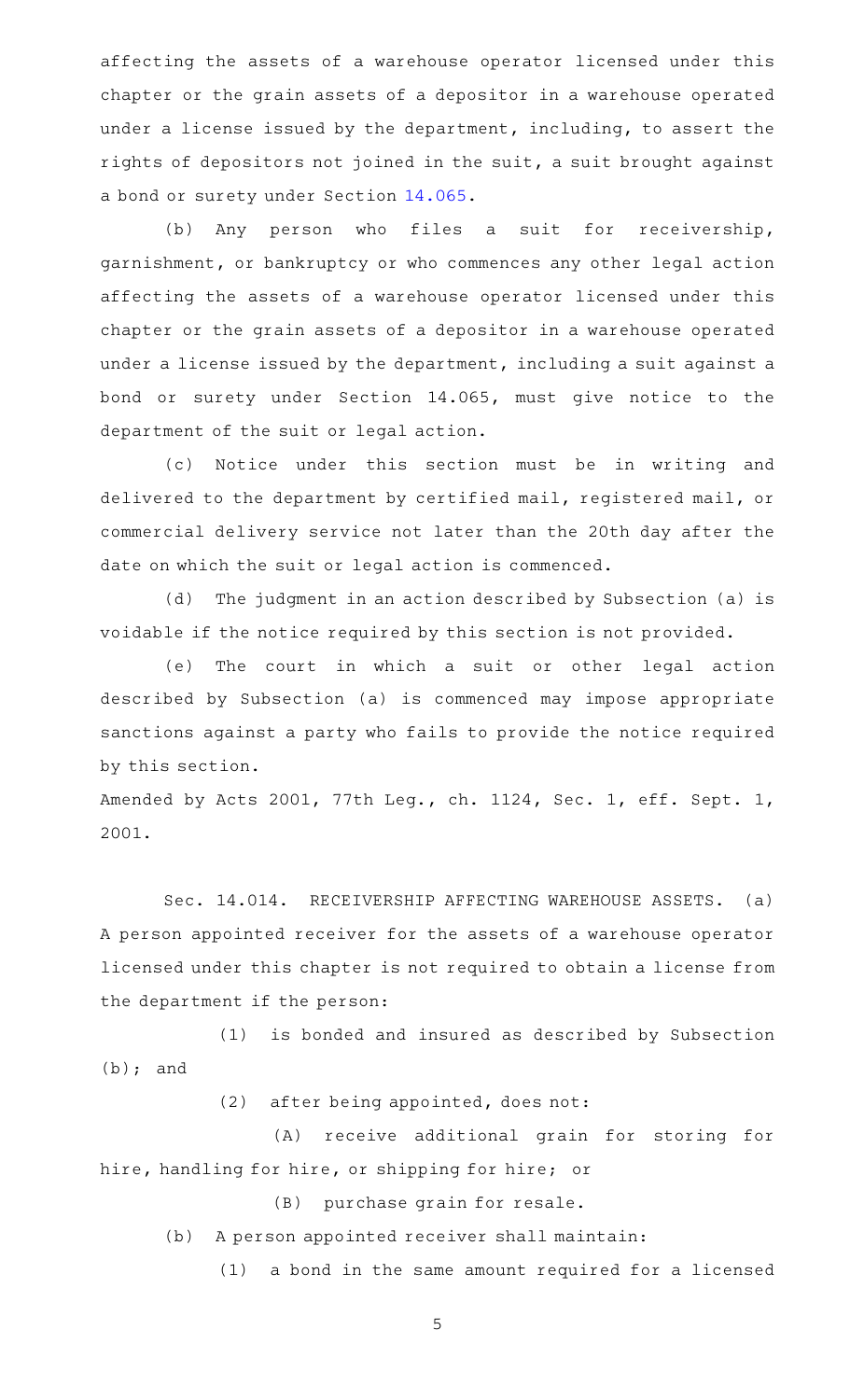affecting the assets of a warehouse operator licensed under this chapter or the grain assets of a depositor in a warehouse operated under a license issued by the department, including, to assert the rights of depositors not joined in the suit, a suit brought against a bond or surety under Section 14.065.

(b) Any person who files a suit for receivership, garnishment, or bankruptcy or who commences any other legal action affecting the assets of a warehouse operator licensed under this chapter or the grain assets of a depositor in a warehouse operated under a license issued by the department, including a suit against a bond or surety under Section 14.065, must give notice to the department of the suit or legal action.

(c) Notice under this section must be in writing and delivered to the department by certified mail, registered mail, or commercial delivery service not later than the 20th day after the date on which the suit or legal action is commenced.

(d) The judgment in an action described by Subsection (a) is voidable if the notice required by this section is not provided.

(e) The court in which a suit or other legal action described by Subsection (a) is commenced may impose appropriate sanctions against a party who fails to provide the notice required by this section.

Amended by Acts 2001, 77th Leg., ch. 1124, Sec. 1, eff. Sept. 1, 2001.

Sec. 14.014. RECEIVERSHIP AFFECTING WAREHOUSE ASSETS. (a) A person appointed receiver for the assets of a warehouse operator licensed under this chapter is not required to obtain a license from the department if the person:

(1) is bonded and insured as described by Subsection (b); and

(2) after being appointed, does not:

(A) receive additional grain for storing for hire, handling for hire, or shipping for hire; or

(B) purchase grain for resale.

(b) A person appointed receiver shall maintain:

(1) a bond in the same amount required for a licensed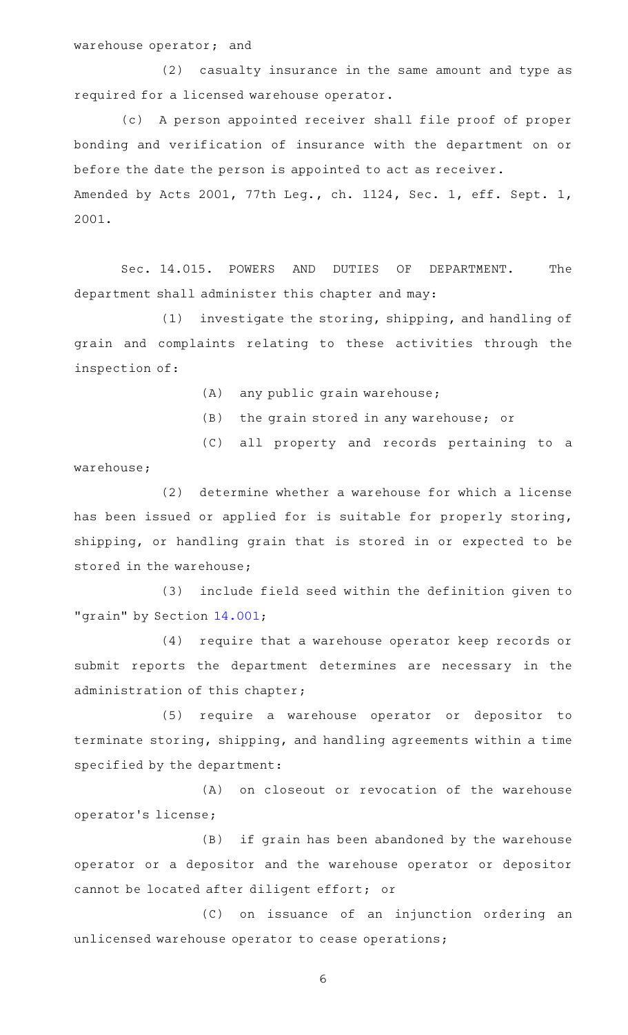warehouse operator; and

(2) casualty insurance in the same amount and type as required for a licensed warehouse operator.

(c) A person appointed receiver shall file proof of proper bonding and verification of insurance with the department on or before the date the person is appointed to act as receiver.

Amended by Acts 2001, 77th Leg., ch. 1124, Sec. 1, eff. Sept. 1, 2001.

Sec. 14.015. POWERS AND DUTIES OF DEPARTMENT. The department shall administer this chapter and may:

(1) investigate the storing, shipping, and handling of grain and complaints relating to these activities through the inspection of:

(A) any public grain warehouse;

(B) the grain stored in any warehouse; or

(C) all property and records pertaining to a warehouse;

(2) determine whether a warehouse for which a license has been issued or applied for is suitable for properly storing, shipping, or handling grain that is stored in or expected to be stored in the warehouse;

(3) include field seed within the definition given to "grain" by Section 14.001;

(4) require that a warehouse operator keep records or submit reports the department determines are necessary in the administration of this chapter;

(5) require a warehouse operator or depositor to terminate storing, shipping, and handling agreements within a time specified by the department:

(A) on closeout or revocation of the warehouse operator's license;

(B) if grain has been abandoned by the warehouse operator or a depositor and the warehouse operator or depositor cannot be located after diligent effort; or

(C) on issuance of an injunction ordering an unlicensed warehouse operator to cease operations;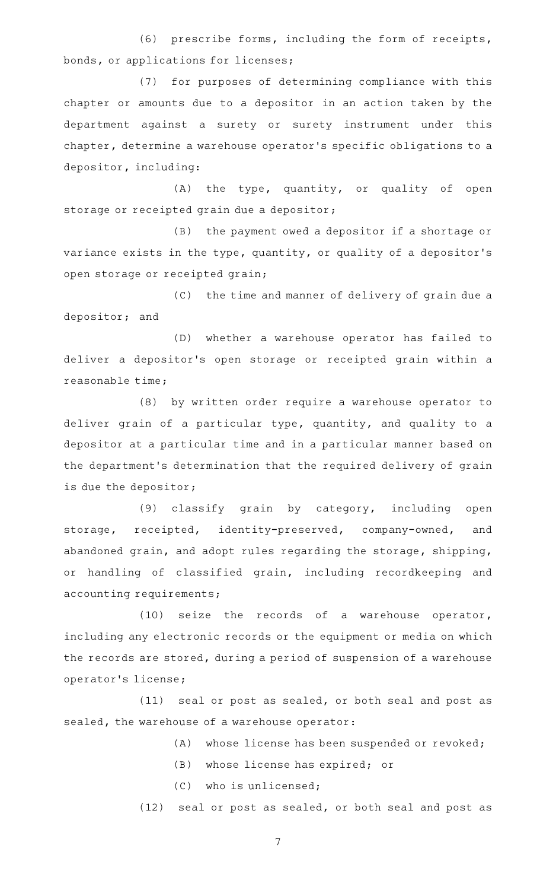(6) prescribe forms, including the form of receipts, bonds, or applications for licenses;

(7) for purposes of determining compliance with this chapter or amounts due to a depositor in an action taken by the department against a surety or surety instrument under this chapter, determine a warehouse operator's specific obligations to a depositor, including:

(A) the type, quantity, or quality of open storage or receipted grain due a depositor;

(B) the payment owed a depositor if a shortage or variance exists in the type, quantity, or quality of a depositor's open storage or receipted grain;

(C) the time and manner of delivery of grain due a depositor; and

(D) whether a warehouse operator has failed to deliver a depositor's open storage or receipted grain within a reasonable time;

(8) by written order require a warehouse operator to deliver grain of a particular type, quantity, and quality to a depositor at a particular time and in a particular manner based on the department's determination that the required delivery of grain is due the depositor;

(9) classify grain by category, including open storage, receipted, identity-preserved, company-owned, and abandoned grain, and adopt rules regarding the storage, shipping, or handling of classified grain, including recordkeeping and accounting requirements;

(10) seize the records of a warehouse operator, including any electronic records or the equipment or media on which the records are stored, during a period of suspension of a warehouse operator's license;

(11) seal or post as sealed, or both seal and post as sealed, the warehouse of a warehouse operator:

(A) whose license has been suspended or revoked;

(B) whose license has expired; or

(C) who is unlicensed;

(12) seal or post as sealed, or both seal and post as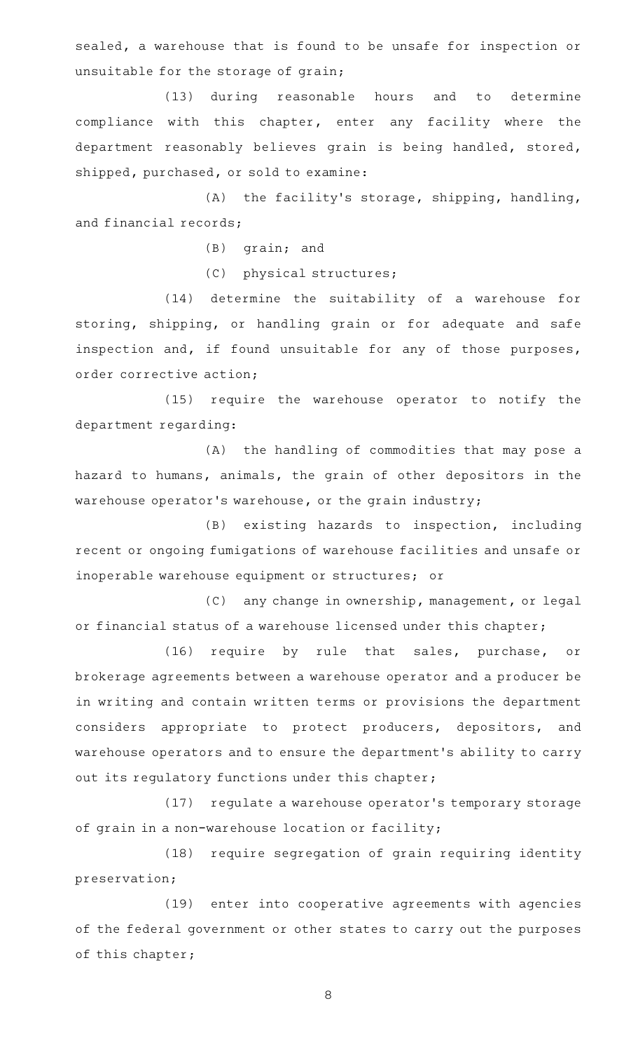sealed, a warehouse that is found to be unsafe for inspection or unsuitable for the storage of grain;

(13) during reasonable hours and to determine compliance with this chapter, enter any facility where the department reasonably believes grain is being handled, stored, shipped, purchased, or sold to examine:

(A) the facility's storage, shipping, handling, and financial records;

(B) grain; and

(C) physical structures;

(14) determine the suitability of a warehouse for storing, shipping, or handling grain or for adequate and safe inspection and, if found unsuitable for any of those purposes, order corrective action;

(15) require the warehouse operator to notify the department regarding:

(A) the handling of commodities that may pose a hazard to humans, animals, the grain of other depositors in the warehouse operator's warehouse, or the grain industry;

(B) existing hazards to inspection, including recent or ongoing fumigations of warehouse facilities and unsafe or inoperable warehouse equipment or structures; or

(C) any change in ownership, management, or legal or financial status of a warehouse licensed under this chapter;

(16) require by rule that sales, purchase, or brokerage agreements between a warehouse operator and a producer be in writing and contain written terms or provisions the department considers appropriate to protect producers, depositors, and warehouse operators and to ensure the department's ability to carry out its regulatory functions under this chapter;

(17) regulate a warehouse operator's temporary storage of grain in a non-warehouse location or facility;

(18) require segregation of grain requiring identity preservation;

(19) enter into cooperative agreements with agencies of the federal government or other states to carry out the purposes of this chapter;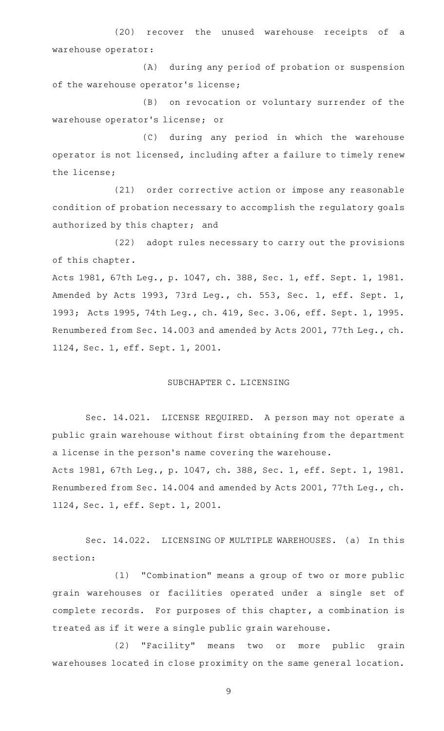(20) recover the unused warehouse receipts of a warehouse operator:

(A) during any period of probation or suspension of the warehouse operator's license;

(B) on revocation or voluntary surrender of the warehouse operator's license; or

(C) during any period in which the warehouse operator is not licensed, including after a failure to timely renew the license;

(21) order corrective action or impose any reasonable condition of probation necessary to accomplish the regulatory goals authorized by this chapter; and

(22) adopt rules necessary to carry out the provisions of this chapter.

Acts 1981, 67th Leg., p. 1047, ch. 388, Sec. 1, eff. Sept. 1, 1981. Amended by Acts 1993, 73rd Leg., ch. 553, Sec. 1, eff. Sept. 1, 1993; Acts 1995, 74th Leg., ch. 419, Sec. 3.06, eff. Sept. 1, 1995. Renumbered from Sec. 14.003 and amended by Acts 2001, 77th Leg., ch. 1124, Sec. 1, eff. Sept. 1, 2001.

## SUBCHAPTER C. LICENSING

Sec. 14.021. LICENSE REQUIRED. A person may not operate a public grain warehouse without first obtaining from the department a license in the person's name covering the warehouse.

Acts 1981, 67th Leg., p. 1047, ch. 388, Sec. 1, eff. Sept. 1, 1981. Renumbered from Sec. 14.004 and amended by Acts 2001, 77th Leg., ch. 1124, Sec. 1, eff. Sept. 1, 2001.

Sec. 14.022. LICENSING OF MULTIPLE WAREHOUSES. (a) In this section:

(1) "Combination" means a group of two or more public grain warehouses or facilities operated under a single set of complete records. For purposes of this chapter, a combination is treated as if it were a single public grain warehouse.

(2) "Facility" means two or more public grain warehouses located in close proximity on the same general location.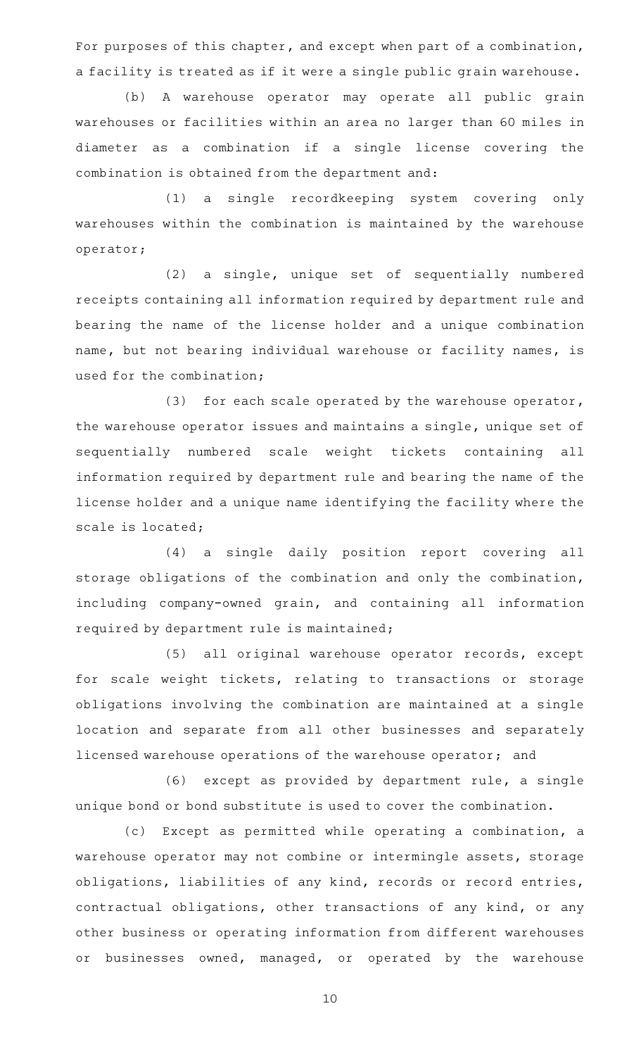For purposes of this chapter, and except when part of a combination, a facility is treated as if it were a single public grain warehouse.

(b) A warehouse operator may operate all public grain warehouses or facilities within an area no larger than 60 miles in diameter as a combination if a single license covering the combination is obtained from the department and:

(1) a single recordkeeping system covering only warehouses within the combination is maintained by the warehouse operator;

(2) a single, unique set of sequentially numbered receipts containing all information required by department rule and bearing the name of the license holder and a unique combination name, but not bearing individual warehouse or facility names, is used for the combination;

(3) for each scale operated by the warehouse operator, the warehouse operator issues and maintains a single, unique set of sequentially numbered scale weight tickets containing all information required by department rule and bearing the name of the license holder and a unique name identifying the facility where the scale is located;

(4) a single daily position report covering all storage obligations of the combination and only the combination, including company-owned grain, and containing all information required by department rule is maintained;

(5) all original warehouse operator records, except for scale weight tickets, relating to transactions or storage obligations involving the combination are maintained at a single location and separate from all other businesses and separately licensed warehouse operations of the warehouse operator; and

(6) except as provided by department rule, a single unique bond or bond substitute is used to cover the combination.

(c) Except as permitted while operating a combination, a warehouse operator may not combine or intermingle assets, storage obligations, liabilities of any kind, records or record entries, contractual obligations, other transactions of any kind, or any other business or operating information from different warehouses or businesses owned, managed, or operated by the warehouse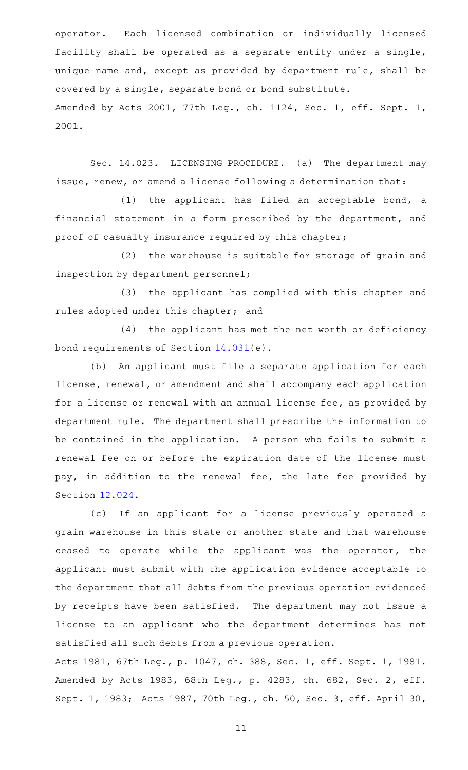operator. Each licensed combination or individually licensed facility shall be operated as a separate entity under a single, unique name and, except as provided by department rule, shall be covered by a single, separate bond or bond substitute.

Amended by Acts 2001, 77th Leg., ch. 1124, Sec. 1, eff. Sept. 1, 2001.

Sec. 14.023. LICENSING PROCEDURE. (a) The department may issue, renew, or amend a license following a determination that:

(1) the applicant has filed an acceptable bond, a financial statement in a form prescribed by the department, and proof of casualty insurance required by this chapter;

(2) the warehouse is suitable for storage of grain and inspection by department personnel;

(3) the applicant has complied with this chapter and rules adopted under this chapter; and

(4) the applicant has met the net worth or deficiency bond requirements of Section 14.031(e).

(b) An applicant must file a separate application for each license, renewal, or amendment and shall accompany each application for a license or renewal with an annual license fee, as provided by department rule. The department shall prescribe the information to be contained in the application. A person who fails to submit a renewal fee on or before the expiration date of the license must pay, in addition to the renewal fee, the late fee provided by Section 12.024.

(c) If an applicant for a license previously operated a grain warehouse in this state or another state and that warehouse ceased to operate while the applicant was the operator, the applicant must submit with the application evidence acceptable to the department that all debts from the previous operation evidenced by receipts have been satisfied. The department may not issue a license to an applicant who the department determines has not satisfied all such debts from a previous operation.

Acts 1981, 67th Leg., p. 1047, ch. 388, Sec. 1, eff. Sept. 1, 1981. Amended by Acts 1983, 68th Leg., p. 4283, ch. 682, Sec. 2, eff. Sept. 1, 1983; Acts 1987, 70th Leg., ch. 50, Sec. 3, eff. April 30,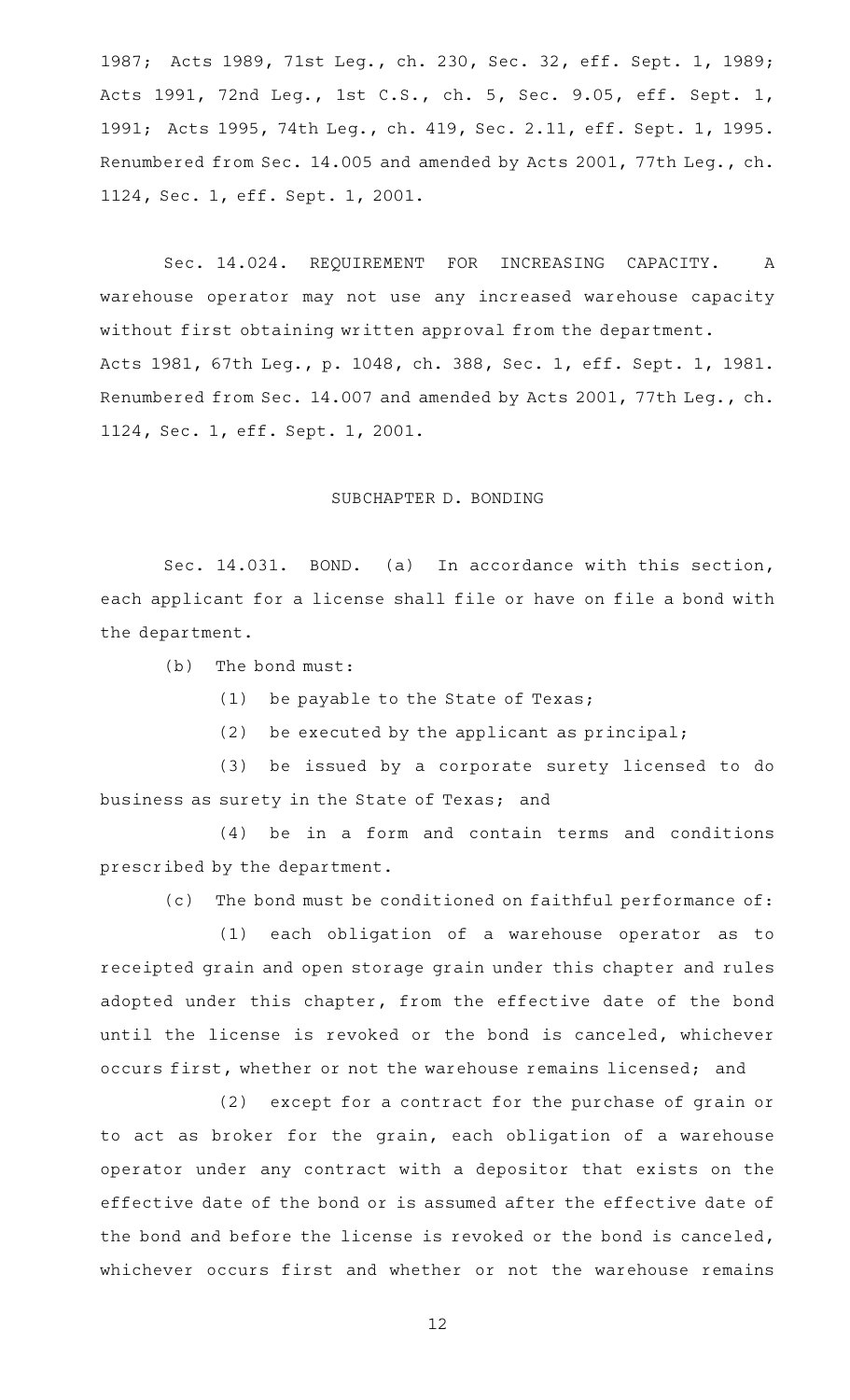1987; Acts 1989, 71st Leg., ch. 230, Sec. 32, eff. Sept. 1, 1989; Acts 1991, 72nd Leg., 1st C.S., ch. 5, Sec. 9.05, eff. Sept. 1, 1991; Acts 1995, 74th Leg., ch. 419, Sec. 2.11, eff. Sept. 1, 1995. Renumbered from Sec. 14.005 and amended by Acts 2001, 77th Leg., ch. 1124, Sec. 1, eff. Sept. 1, 2001.

Sec. 14.024. REQUIREMENT FOR INCREASING CAPACITY. A warehouse operator may not use any increased warehouse capacity without first obtaining written approval from the department.
Acts 1981, 67th Leg., p. 1048, ch. 388, Sec. 1, eff. Sept. 1, 1981. Renumbered from Sec. 14.007 and amended by Acts 2001, 77th Leg., ch. 1124, Sec. 1, eff. Sept. 1, 2001.

## SUBCHAPTER D. BONDING

Sec. 14.031. BOND. (a) In accordance with this section, each applicant for a license shall file or have on file a bond with the department.

(b) The bond must:

(1) be payable to the State of Texas;

(2) be executed by the applicant as principal;

(3) be issued by a corporate surety licensed to do business as surety in the State of Texas; and

(4) be in a form and contain terms and conditions prescribed by the department.

(c) The bond must be conditioned on faithful performance of:

(1) each obligation of a warehouse operator as to receipted grain and open storage grain under this chapter and rules adopted under this chapter, from the effective date of the bond until the license is revoked or the bond is canceled, whichever occurs first, whether or not the warehouse remains licensed; and

(2) except for a contract for the purchase of grain or to act as broker for the grain, each obligation of a warehouse operator under any contract with a depositor that exists on the effective date of the bond or is assumed after the effective date of the bond and before the license is revoked or the bond is canceled, whichever occurs first and whether or not the warehouse remains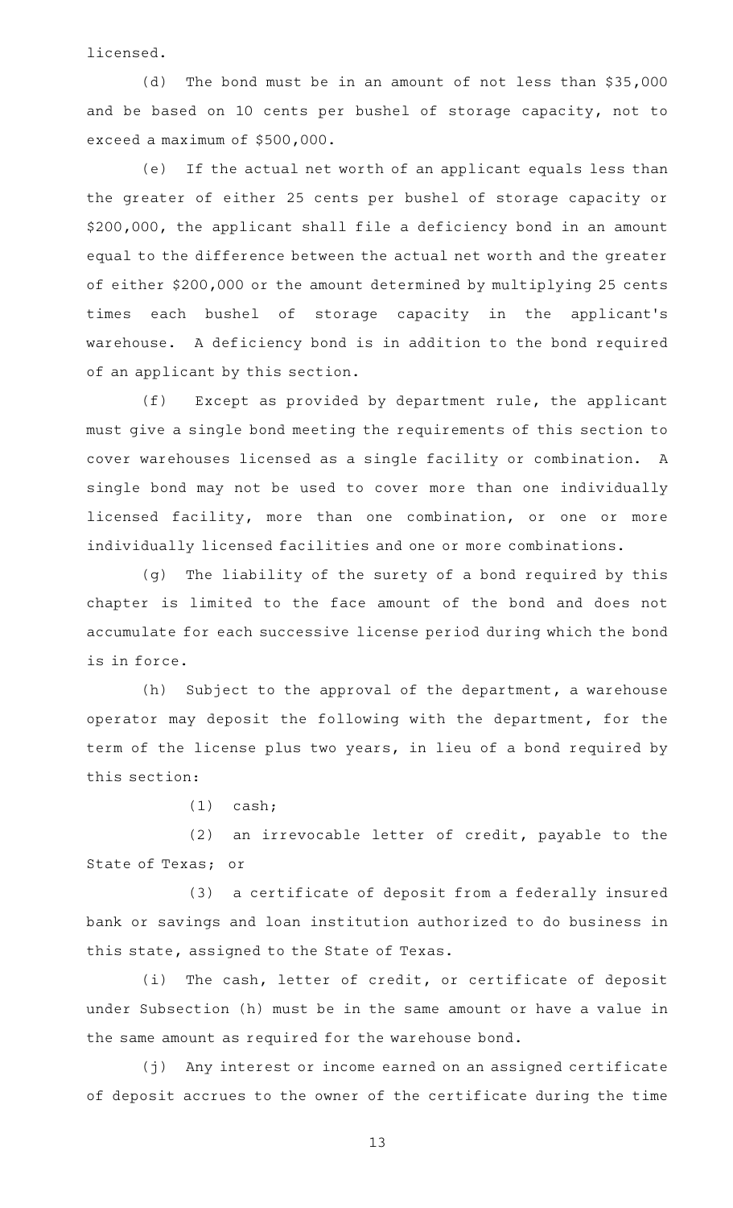licensed.

(d) The bond must be in an amount of not less than $35,000 and be based on 10 cents per bushel of storage capacity, not to exceed a maximum of $500,000.

(e) If the actual net worth of an applicant equals less than the greater of either 25 cents per bushel of storage capacity or $200,000, the applicant shall file a deficiency bond in an amount equal to the difference between the actual net worth and the greater of either $200,000 or the amount determined by multiplying 25 cents times each bushel of storage capacity in the applicant's warehouse. A deficiency bond is in addition to the bond required of an applicant by this section.

(f) Except as provided by department rule, the applicant must give a single bond meeting the requirements of this section to cover warehouses licensed as a single facility or combination. A single bond may not be used to cover more than one individually licensed facility, more than one combination, or one or more individually licensed facilities and one or more combinations.

(g) The liability of the surety of a bond required by this chapter is limited to the face amount of the bond and does not accumulate for each successive license period during which the bond is in force.

(h) Subject to the approval of the department, a warehouse operator may deposit the following with the department, for the term of the license plus two years, in lieu of a bond required by this section:

(1) cash;

(2) an irrevocable letter of credit, payable to the State of Texas; or

(3) a certificate of deposit from a federally insured bank or savings and loan institution authorized to do business in this state, assigned to the State of Texas.

(i) The cash, letter of credit, or certificate of deposit under Subsection (h) must be in the same amount or have a value in the same amount as required for the warehouse bond.

(j) Any interest or income earned on an assigned certificate of deposit accrues to the owner of the certificate during the time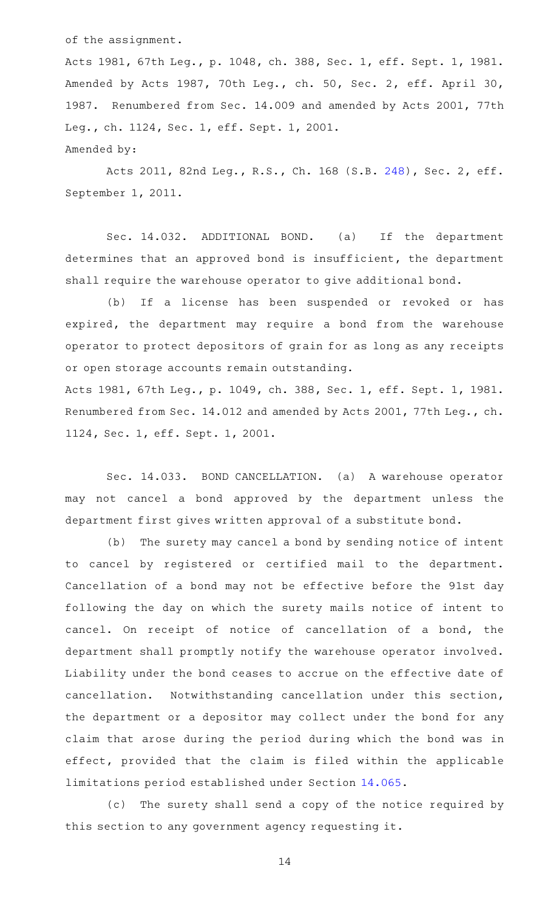of the assignment.

Acts 1981, 67th Leg., p. 1048, ch. 388, Sec. 1, eff. Sept. 1, 1981. Amended by Acts 1987, 70th Leg., ch. 50, Sec. 2, eff. April 30, 1987. Renumbered from Sec. 14.009 and amended by Acts 2001, 77th Leg., ch. 1124, Sec. 1, eff. Sept. 1, 2001.

Amended by:

Acts 2011, 82nd Leg., R.S., Ch. 168 (S.B. 248), Sec. 2, eff. September 1, 2011.

Sec. 14.032. ADDITIONAL BOND. (a) If the department determines that an approved bond is insufficient, the department shall require the warehouse operator to give additional bond.

(b) If a license has been suspended or revoked or has expired, the department may require a bond from the warehouse operator to protect depositors of grain for as long as any receipts or open storage accounts remain outstanding.

Acts 1981, 67th Leg., p. 1049, ch. 388, Sec. 1, eff. Sept. 1, 1981. Renumbered from Sec. 14.012 and amended by Acts 2001, 77th Leg., ch. 1124, Sec. 1, eff. Sept. 1, 2001.

Sec. 14.033. BOND CANCELLATION. (a) A warehouse operator may not cancel a bond approved by the department unless the department first gives written approval of a substitute bond.

(b) The surety may cancel a bond by sending notice of intent to cancel by registered or certified mail to the department. Cancellation of a bond may not be effective before the 91st day following the day on which the surety mails notice of intent to cancel. On receipt of notice of cancellation of a bond, the department shall promptly notify the warehouse operator involved. Liability under the bond ceases to accrue on the effective date of cancellation. Notwithstanding cancellation under this section, the department or a depositor may collect under the bond for any claim that arose during the period during which the bond was in effect, provided that the claim is filed within the applicable limitations period established under Section 14.065.

(c) The surety shall send a copy of the notice required by this section to any government agency requesting it.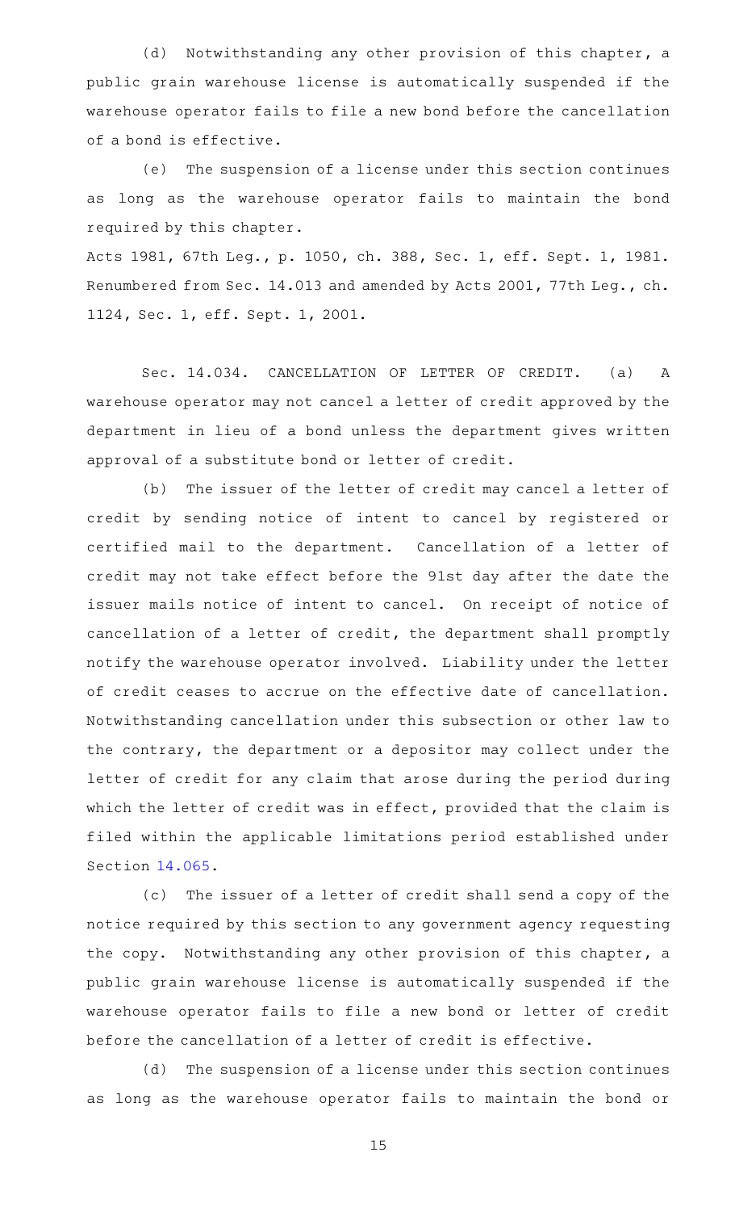(d) Notwithstanding any other provision of this chapter, a public grain warehouse license is automatically suspended if the warehouse operator fails to file a new bond before the cancellation of a bond is effective.

(e) The suspension of a license under this section continues as long as the warehouse operator fails to maintain the bond required by this chapter.

Acts 1981, 67th Leg., p. 1050, ch. 388, Sec. 1, eff. Sept. 1, 1981. Renumbered from Sec. 14.013 and amended by Acts 2001, 77th Leg., ch. 1124, Sec. 1, eff. Sept. 1, 2001.

Sec. 14.034. CANCELLATION OF LETTER OF CREDIT. (a) A warehouse operator may not cancel a letter of credit approved by the department in lieu of a bond unless the department gives written approval of a substitute bond or letter of credit.

(b) The issuer of the letter of credit may cancel a letter of credit by sending notice of intent to cancel by registered or certified mail to the department. Cancellation of a letter of credit may not take effect before the 91st day after the date the issuer mails notice of intent to cancel. On receipt of notice of cancellation of a letter of credit, the department shall promptly notify the warehouse operator involved. Liability under the letter of credit ceases to accrue on the effective date of cancellation. Notwithstanding cancellation under this subsection or other law to the contrary, the department or a depositor may collect under the letter of credit for any claim that arose during the period during which the letter of credit was in effect, provided that the claim is filed within the applicable limitations period established under Section 14.065.

(c) The issuer of a letter of credit shall send a copy of the notice required by this section to any government agency requesting the copy. Notwithstanding any other provision of this chapter, a public grain warehouse license is automatically suspended if the warehouse operator fails to file a new bond or letter of credit before the cancellation of a letter of credit is effective.

(d) The suspension of a license under this section continues as long as the warehouse operator fails to maintain the bond or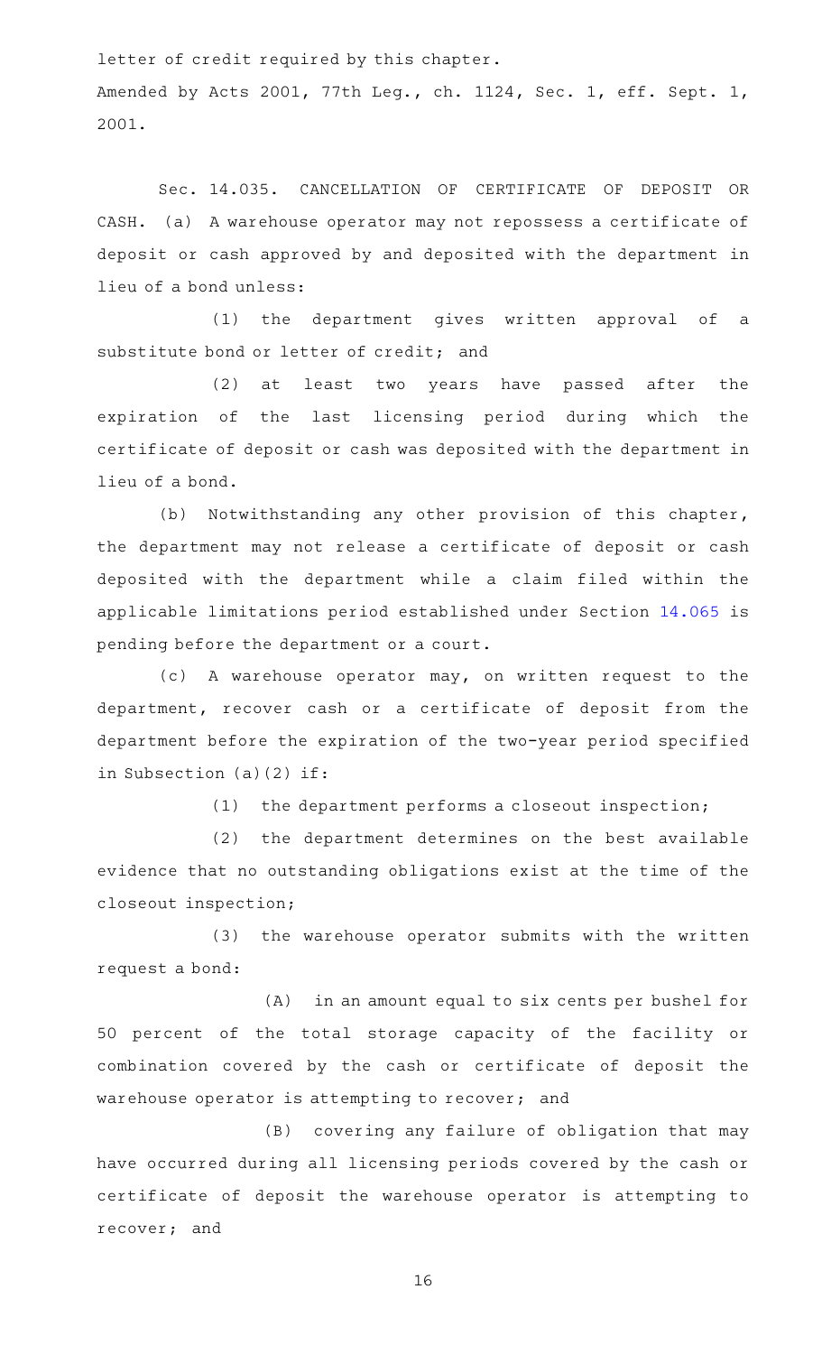letter of credit required by this chapter.

Amended by Acts 2001, 77th Leg., ch. 1124, Sec. 1, eff. Sept. 1, 2001.

Sec. 14.035. CANCELLATION OF CERTIFICATE OF DEPOSIT OR CASH. (a) A warehouse operator may not repossess a certificate of deposit or cash approved by and deposited with the department in lieu of a bond unless:

(1) the department gives written approval of a substitute bond or letter of credit; and

(2) at least two years have passed after the expiration of the last licensing period during which the certificate of deposit or cash was deposited with the department in lieu of a bond.

(b) Notwithstanding any other provision of this chapter, the department may not release a certificate of deposit or cash deposited with the department while a claim filed within the applicable limitations period established under Section 14.065 is pending before the department or a court.

(c) A warehouse operator may, on written request to the department, recover cash or a certificate of deposit from the department before the expiration of the two-year period specified in Subsection (a)(2) if:

(1) the department performs a closeout inspection;

(2) the department determines on the best available evidence that no outstanding obligations exist at the time of the closeout inspection;

(3) the warehouse operator submits with the written request a bond:

(A) in an amount equal to six cents per bushel for 50 percent of the total storage capacity of the facility or combination covered by the cash or certificate of deposit the warehouse operator is attempting to recover; and

(B) covering any failure of obligation that may have occurred during all licensing periods covered by the cash or certificate of deposit the warehouse operator is attempting to recover; and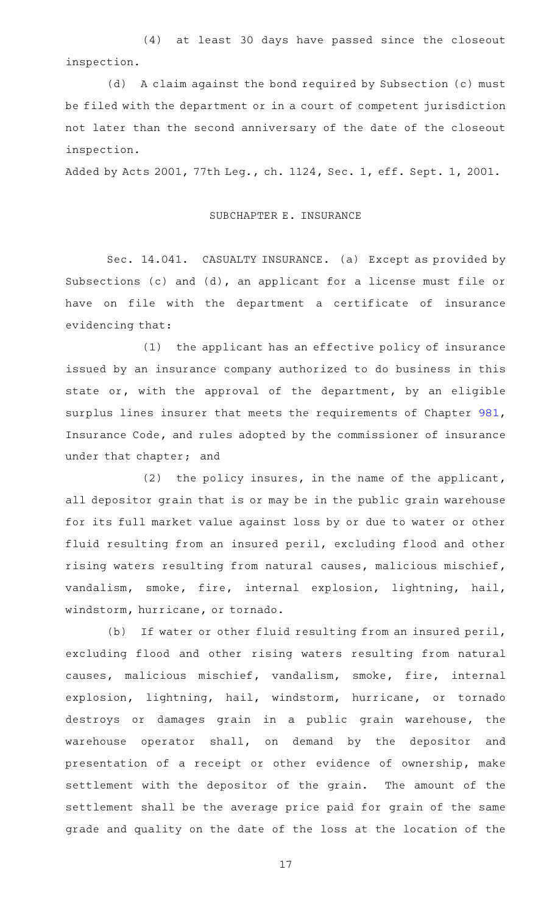(4) at least 30 days have passed since the closeout inspection.

(d) A claim against the bond required by Subsection (c) must be filed with the department or in a court of competent jurisdiction not later than the second anniversary of the date of the closeout inspection.

Added by Acts 2001, 77th Leg., ch. 1124, Sec. 1, eff. Sept. 1, 2001.

## SUBCHAPTER E. INSURANCE

Sec. 14.041. CASUALTY INSURANCE. (a) Except as provided by Subsections (c) and (d), an applicant for a license must file or have on file with the department a certificate of insurance evidencing that:

(1) the applicant has an effective policy of insurance issued by an insurance company authorized to do business in this state or, with the approval of the department, by an eligible surplus lines insurer that meets the requirements of Chapter 981, Insurance Code, and rules adopted by the commissioner of insurance under that chapter; and

(2) the policy insures, in the name of the applicant, all depositor grain that is or may be in the public grain warehouse for its full market value against loss by or due to water or other fluid resulting from an insured peril, excluding flood and other rising waters resulting from natural causes, malicious mischief, vandalism, smoke, fire, internal explosion, lightning, hail, windstorm, hurricane, or tornado.

(b) If water or other fluid resulting from an insured peril, excluding flood and other rising waters resulting from natural causes, malicious mischief, vandalism, smoke, fire, internal explosion, lightning, hail, windstorm, hurricane, or tornado destroys or damages grain in a public grain warehouse, the warehouse operator shall, on demand by the depositor and presentation of a receipt or other evidence of ownership, make settlement with the depositor of the grain. The amount of the settlement shall be the average price paid for grain of the same grade and quality on the date of the loss at the location of the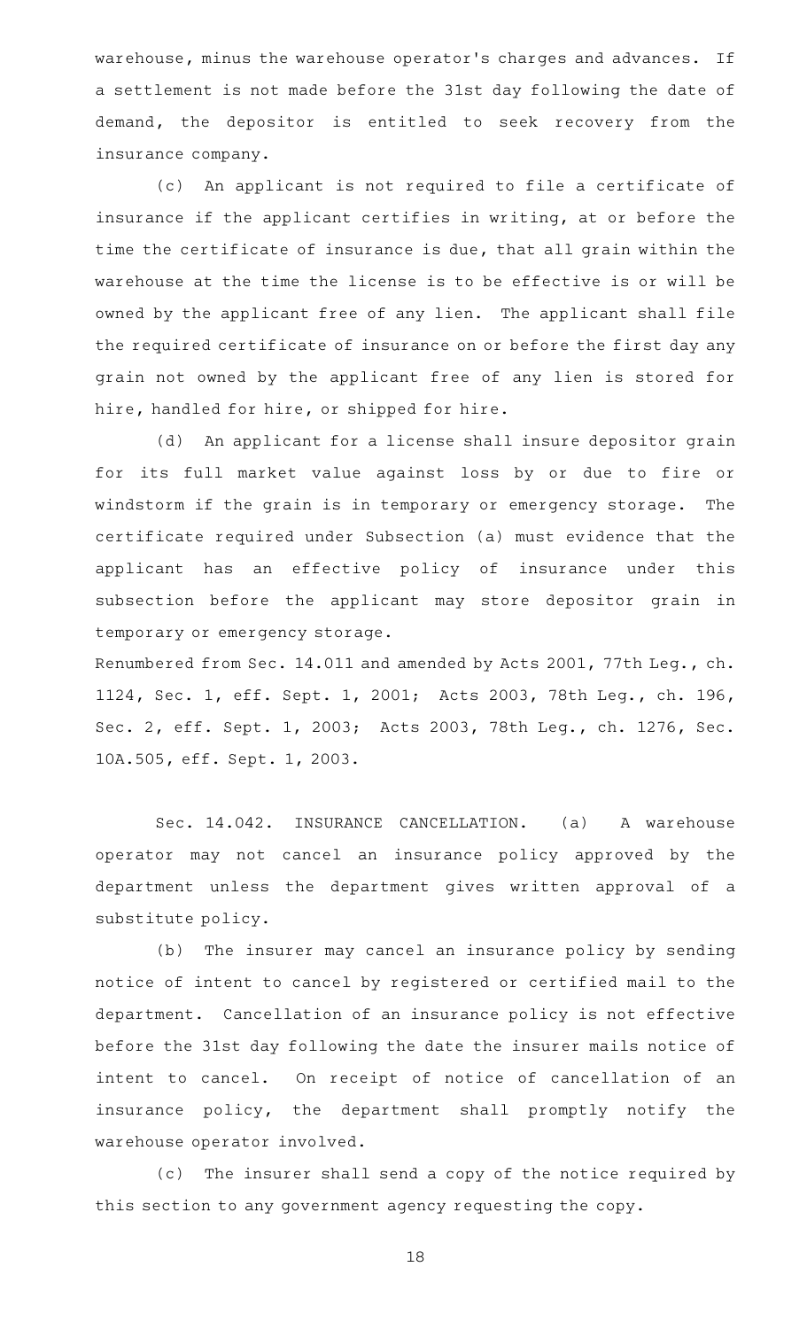warehouse, minus the warehouse operator's charges and advances. If a settlement is not made before the 31st day following the date of demand, the depositor is entitled to seek recovery from the insurance company.

(c) An applicant is not required to file a certificate of insurance if the applicant certifies in writing, at or before the time the certificate of insurance is due, that all grain within the warehouse at the time the license is to be effective is or will be owned by the applicant free of any lien. The applicant shall file the required certificate of insurance on or before the first day any grain not owned by the applicant free of any lien is stored for hire, handled for hire, or shipped for hire.

(d) An applicant for a license shall insure depositor grain for its full market value against loss by or due to fire or windstorm if the grain is in temporary or emergency storage. The certificate required under Subsection (a) must evidence that the applicant has an effective policy of insurance under this subsection before the applicant may store depositor grain in temporary or emergency storage.

Renumbered from Sec. 14.011 and amended by Acts 2001, 77th Leg., ch. 1124, Sec. 1, eff. Sept. 1, 2001; Acts 2003, 78th Leg., ch. 196, Sec. 2, eff. Sept. 1, 2003; Acts 2003, 78th Leg., ch. 1276, Sec. 10A.505, eff. Sept. 1, 2003.

Sec. 14.042. INSURANCE CANCELLATION. (a) A warehouse operator may not cancel an insurance policy approved by the department unless the department gives written approval of a substitute policy.

(b) The insurer may cancel an insurance policy by sending notice of intent to cancel by registered or certified mail to the department. Cancellation of an insurance policy is not effective before the 31st day following the date the insurer mails notice of intent to cancel. On receipt of notice of cancellation of an insurance policy, the department shall promptly notify the warehouse operator involved.

(c) The insurer shall send a copy of the notice required by this section to any government agency requesting the copy.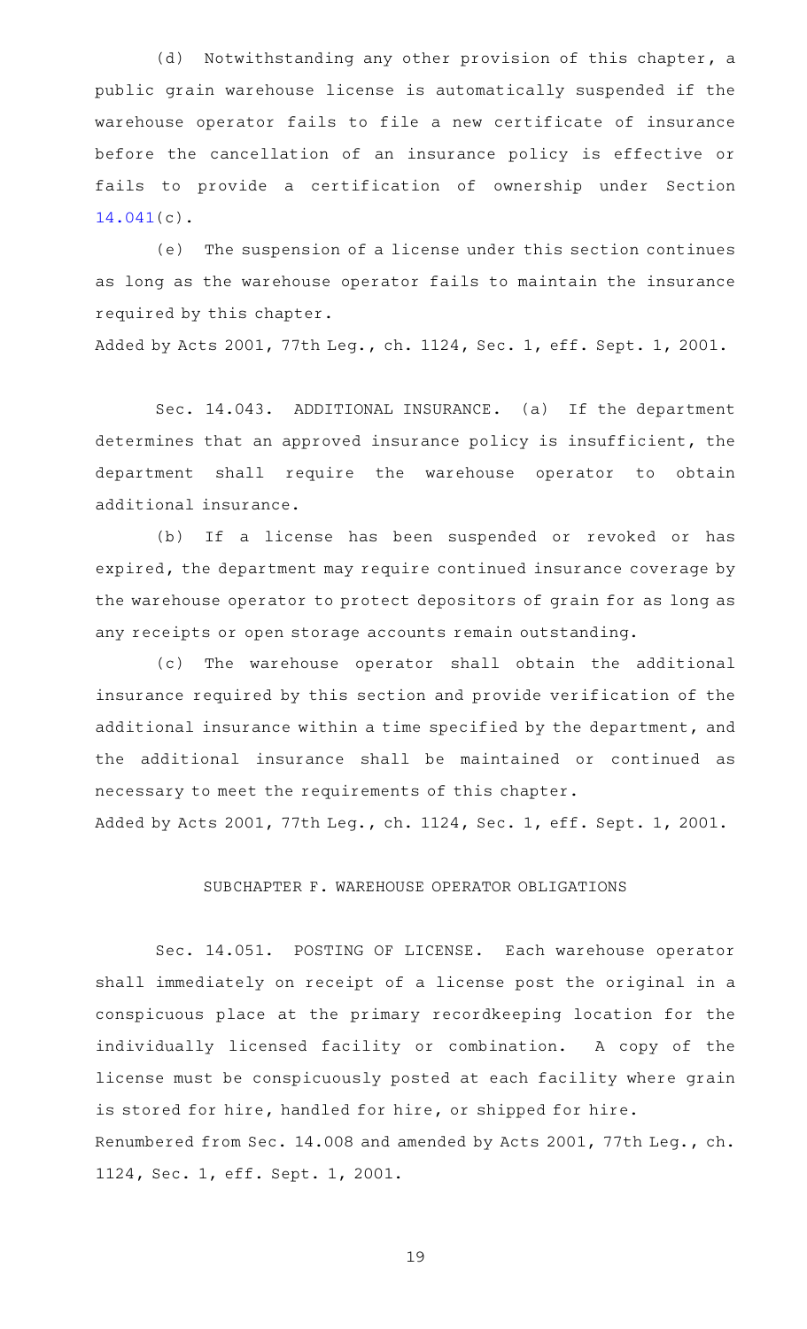(d) Notwithstanding any other provision of this chapter, a public grain warehouse license is automatically suspended if the warehouse operator fails to file a new certificate of insurance before the cancellation of an insurance policy is effective or fails to provide a certification of ownership under Section 14.041(c).

(e) The suspension of a license under this section continues as long as the warehouse operator fails to maintain the insurance required by this chapter.

Added by Acts 2001, 77th Leg., ch. 1124, Sec. 1, eff. Sept. 1, 2001.

Sec. 14.043. ADDITIONAL INSURANCE. (a) If the department determines that an approved insurance policy is insufficient, the department shall require the warehouse operator to obtain additional insurance.

(b) If a license has been suspended or revoked or has expired, the department may require continued insurance coverage by the warehouse operator to protect depositors of grain for as long as any receipts or open storage accounts remain outstanding.

(c) The warehouse operator shall obtain the additional insurance required by this section and provide verification of the additional insurance within a time specified by the department, and the additional insurance shall be maintained or continued as necessary to meet the requirements of this chapter.

Added by Acts 2001, 77th Leg., ch. 1124, Sec. 1, eff. Sept. 1, 2001.

## SUBCHAPTER F. WAREHOUSE OPERATOR OBLIGATIONS

Sec. 14.051. POSTING OF LICENSE. Each warehouse operator shall immediately on receipt of a license post the original in a conspicuous place at the primary recordkeeping location for the individually licensed facility or combination. A copy of the license must be conspicuously posted at each facility where grain is stored for hire, handled for hire, or shipped for hire.

Renumbered from Sec. 14.008 and amended by Acts 2001, 77th Leg., ch. 1124, Sec. 1, eff. Sept. 1, 2001.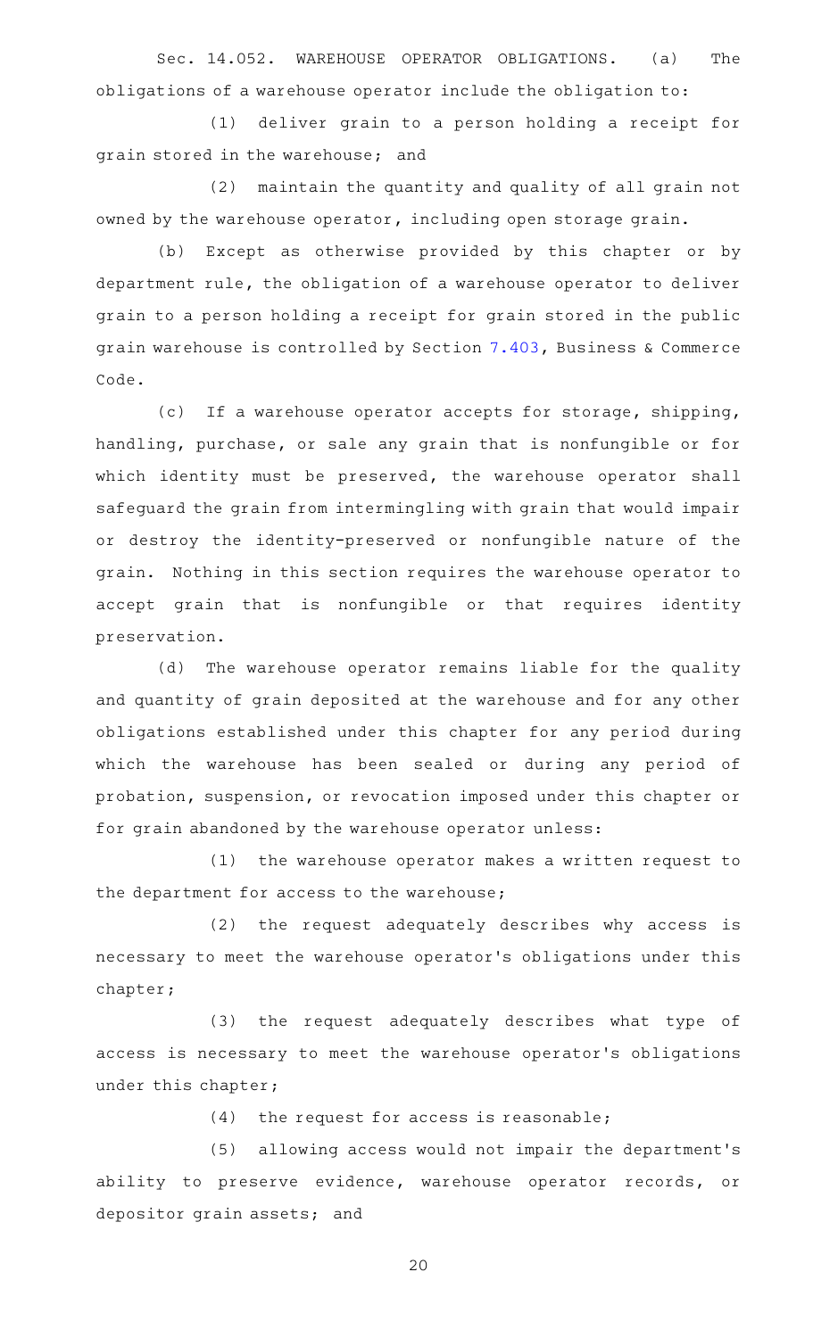Sec. 14.052. WAREHOUSE OPERATOR OBLIGATIONS. (a) The obligations of a warehouse operator include the obligation to:

(1) deliver grain to a person holding a receipt for grain stored in the warehouse; and

(2) maintain the quantity and quality of all grain not owned by the warehouse operator, including open storage grain.

(b) Except as otherwise provided by this chapter or by department rule, the obligation of a warehouse operator to deliver grain to a person holding a receipt for grain stored in the public grain warehouse is controlled by Section 7.403, Business & Commerce Code.

(c) If a warehouse operator accepts for storage, shipping, handling, purchase, or sale any grain that is nonfungible or for which identity must be preserved, the warehouse operator shall safeguard the grain from intermingling with grain that would impair or destroy the identity-preserved or nonfungible nature of the grain. Nothing in this section requires the warehouse operator to accept grain that is nonfungible or that requires identity preservation.

(d) The warehouse operator remains liable for the quality and quantity of grain deposited at the warehouse and for any other obligations established under this chapter for any period during which the warehouse has been sealed or during any period of probation, suspension, or revocation imposed under this chapter or for grain abandoned by the warehouse operator unless:

(1) the warehouse operator makes a written request to the department for access to the warehouse;

(2) the request adequately describes why access is necessary to meet the warehouse operator's obligations under this chapter;

(3) the request adequately describes what type of access is necessary to meet the warehouse operator's obligations under this chapter;

(4) the request for access is reasonable;

(5) allowing access would not impair the department's ability to preserve evidence, warehouse operator records, or depositor grain assets; and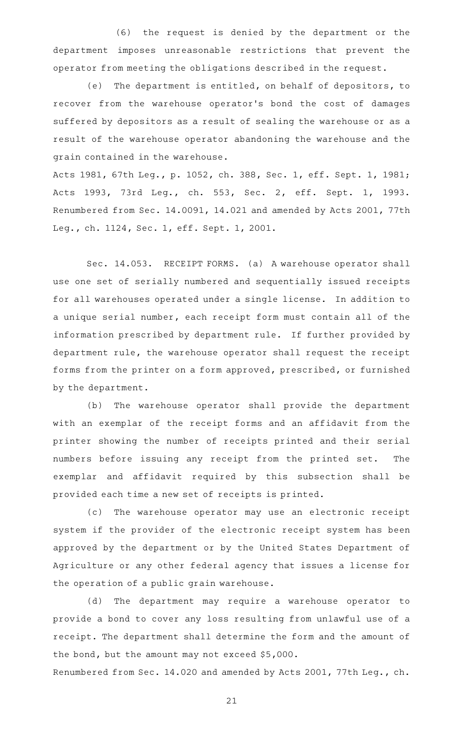(6) the request is denied by the department or the department imposes unreasonable restrictions that prevent the operator from meeting the obligations described in the request.

(e) The department is entitled, on behalf of depositors, to recover from the warehouse operator's bond the cost of damages suffered by depositors as a result of sealing the warehouse or as a result of the warehouse operator abandoning the warehouse and the grain contained in the warehouse.

Acts 1981, 67th Leg., p. 1052, ch. 388, Sec. 1, eff. Sept. 1, 1981; Acts 1993, 73rd Leg., ch. 553, Sec. 2, eff. Sept. 1, 1993. Renumbered from Sec. 14.0091, 14.021 and amended by Acts 2001, 77th Leg., ch. 1124, Sec. 1, eff. Sept. 1, 2001.

Sec. 14.053. RECEIPT FORMS. (a) A warehouse operator shall use one set of serially numbered and sequentially issued receipts for all warehouses operated under a single license. In addition to a unique serial number, each receipt form must contain all of the information prescribed by department rule. If further provided by department rule, the warehouse operator shall request the receipt forms from the printer on a form approved, prescribed, or furnished by the department.

(b) The warehouse operator shall provide the department with an exemplar of the receipt forms and an affidavit from the printer showing the number of receipts printed and their serial numbers before issuing any receipt from the printed set. The exemplar and affidavit required by this subsection shall be provided each time a new set of receipts is printed.

(c) The warehouse operator may use an electronic receipt system if the provider of the electronic receipt system has been approved by the department or by the United States Department of Agriculture or any other federal agency that issues a license for the operation of a public grain warehouse.

(d) The department may require a warehouse operator to provide a bond to cover any loss resulting from unlawful use of a receipt. The department shall determine the form and the amount of the bond, but the amount may not exceed $5,000.

Renumbered from Sec. 14.020 and amended by Acts 2001, 77th Leg., ch.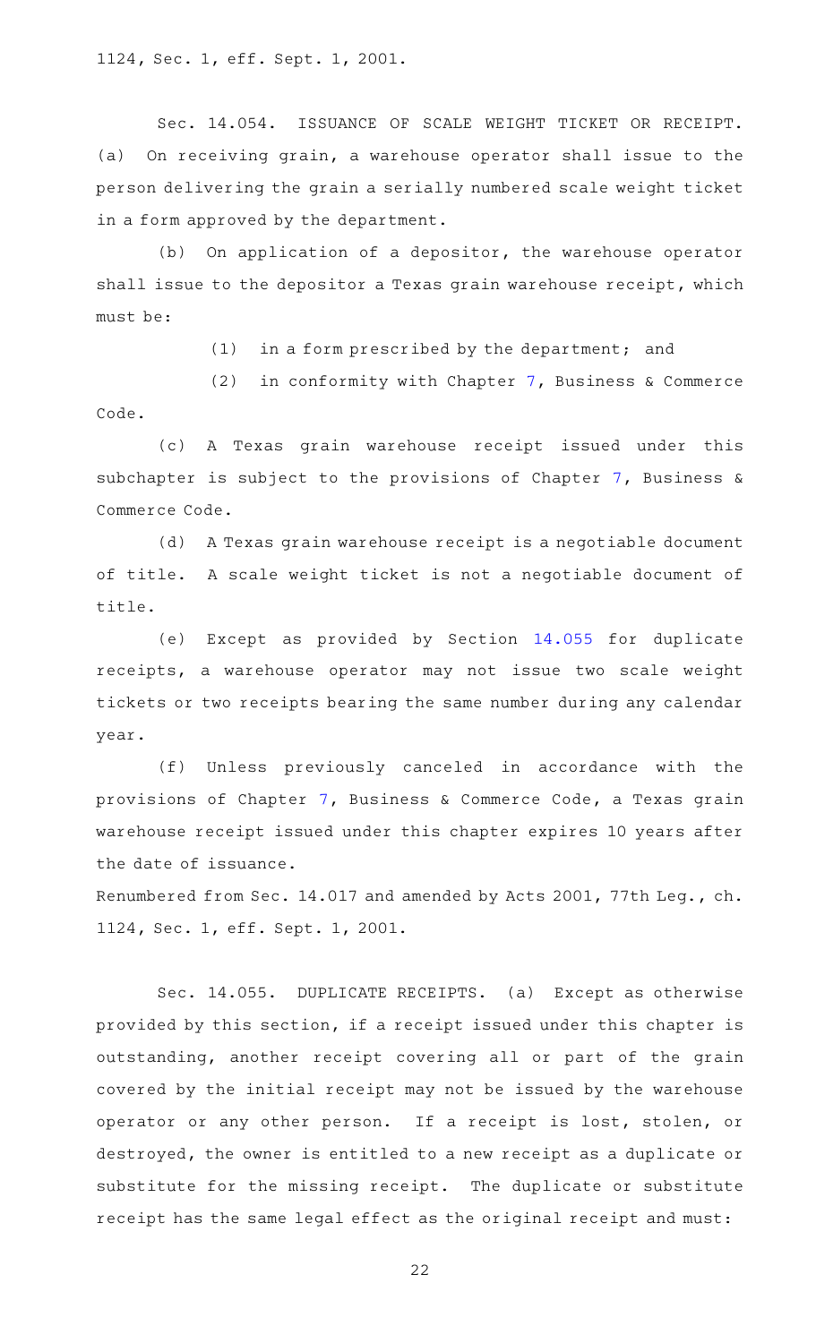1124, Sec. 1, eff. Sept. 1, 2001.

Sec. 14.054. ISSUANCE OF SCALE WEIGHT TICKET OR RECEIPT. (a) On receiving grain, a warehouse operator shall issue to the person delivering the grain a serially numbered scale weight ticket in a form approved by the department.

(b) On application of a depositor, the warehouse operator shall issue to the depositor a Texas grain warehouse receipt, which must be:

(1) in a form prescribed by the department; and

(2) in conformity with Chapter 7, Business & Commerce Code.

(c) A Texas grain warehouse receipt issued under this subchapter is subject to the provisions of Chapter 7, Business & Commerce Code.

(d) A Texas grain warehouse receipt is a negotiable document of title. A scale weight ticket is not a negotiable document of title.

(e) Except as provided by Section 14.055 for duplicate receipts, a warehouse operator may not issue two scale weight tickets or two receipts bearing the same number during any calendar year.

(f) Unless previously canceled in accordance with the provisions of Chapter 7, Business & Commerce Code, a Texas grain warehouse receipt issued under this chapter expires 10 years after the date of issuance.

Renumbered from Sec. 14.017 and amended by Acts 2001, 77th Leg., ch. 1124, Sec. 1, eff. Sept. 1, 2001.

Sec. 14.055. DUPLICATE RECEIPTS. (a) Except as otherwise provided by this section, if a receipt issued under this chapter is outstanding, another receipt covering all or part of the grain covered by the initial receipt may not be issued by the warehouse operator or any other person. If a receipt is lost, stolen, or destroyed, the owner is entitled to a new receipt as a duplicate or substitute for the missing receipt. The duplicate or substitute receipt has the same legal effect as the original receipt and must: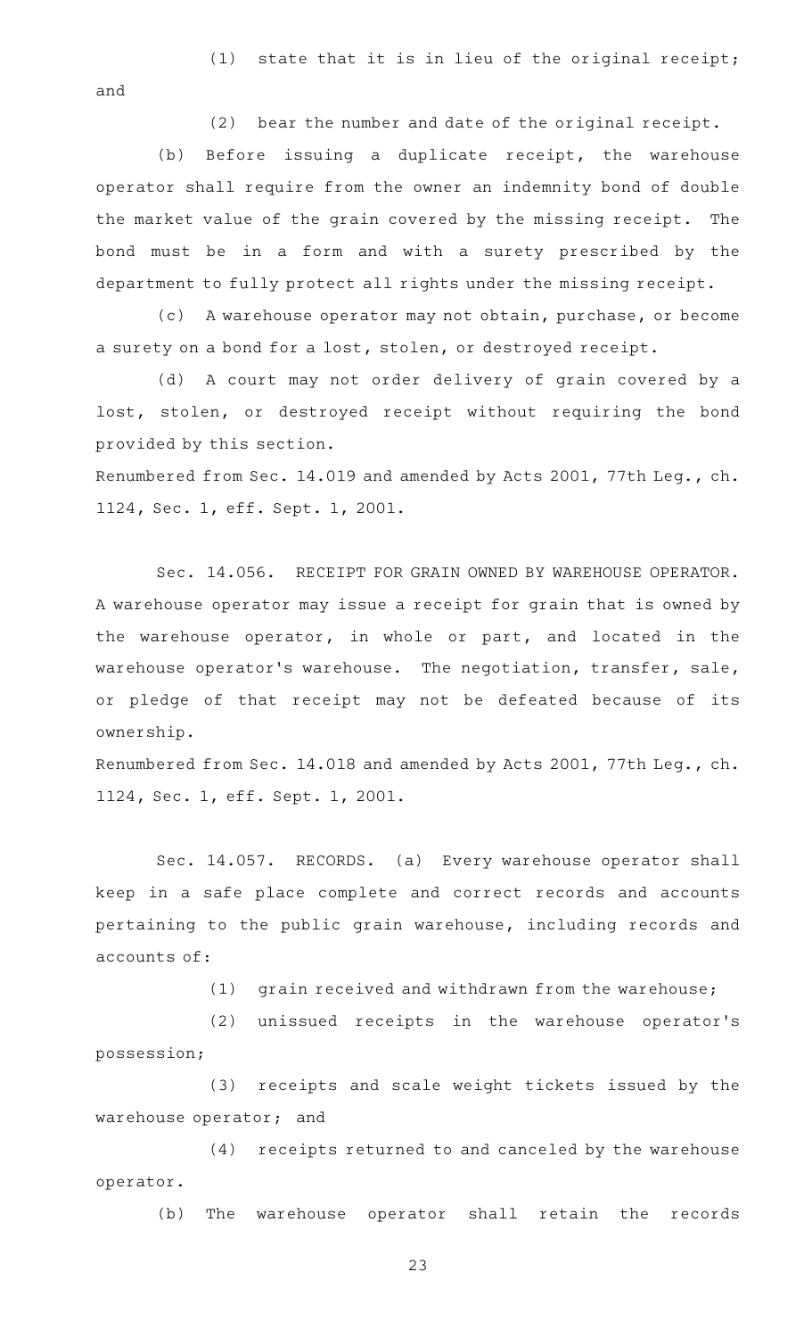(1) state that it is in lieu of the original receipt; and

(2) bear the number and date of the original receipt.

(b) Before issuing a duplicate receipt, the warehouse operator shall require from the owner an indemnity bond of double the market value of the grain covered by the missing receipt. The bond must be in a form and with a surety prescribed by the department to fully protect all rights under the missing receipt.

(c) A warehouse operator may not obtain, purchase, or become a surety on a bond for a lost, stolen, or destroyed receipt.

(d) A court may not order delivery of grain covered by a lost, stolen, or destroyed receipt without requiring the bond provided by this section.

Renumbered from Sec. 14.019 and amended by Acts 2001, 77th Leg., ch. 1124, Sec. 1, eff. Sept. 1, 2001.

Sec. 14.056. RECEIPT FOR GRAIN OWNED BY WAREHOUSE OPERATOR. A warehouse operator may issue a receipt for grain that is owned by the warehouse operator, in whole or part, and located in the warehouse operator's warehouse. The negotiation, transfer, sale, or pledge of that receipt may not be defeated because of its ownership.

Renumbered from Sec. 14.018 and amended by Acts 2001, 77th Leg., ch. 1124, Sec. 1, eff. Sept. 1, 2001.

Sec. 14.057. RECORDS. (a) Every warehouse operator shall keep in a safe place complete and correct records and accounts pertaining to the public grain warehouse, including records and accounts of:

(1) grain received and withdrawn from the warehouse;

(2) unissued receipts in the warehouse operator's possession;

(3) receipts and scale weight tickets issued by the warehouse operator; and

(4) receipts returned to and canceled by the warehouse operator.

(b) The warehouse operator shall retain the records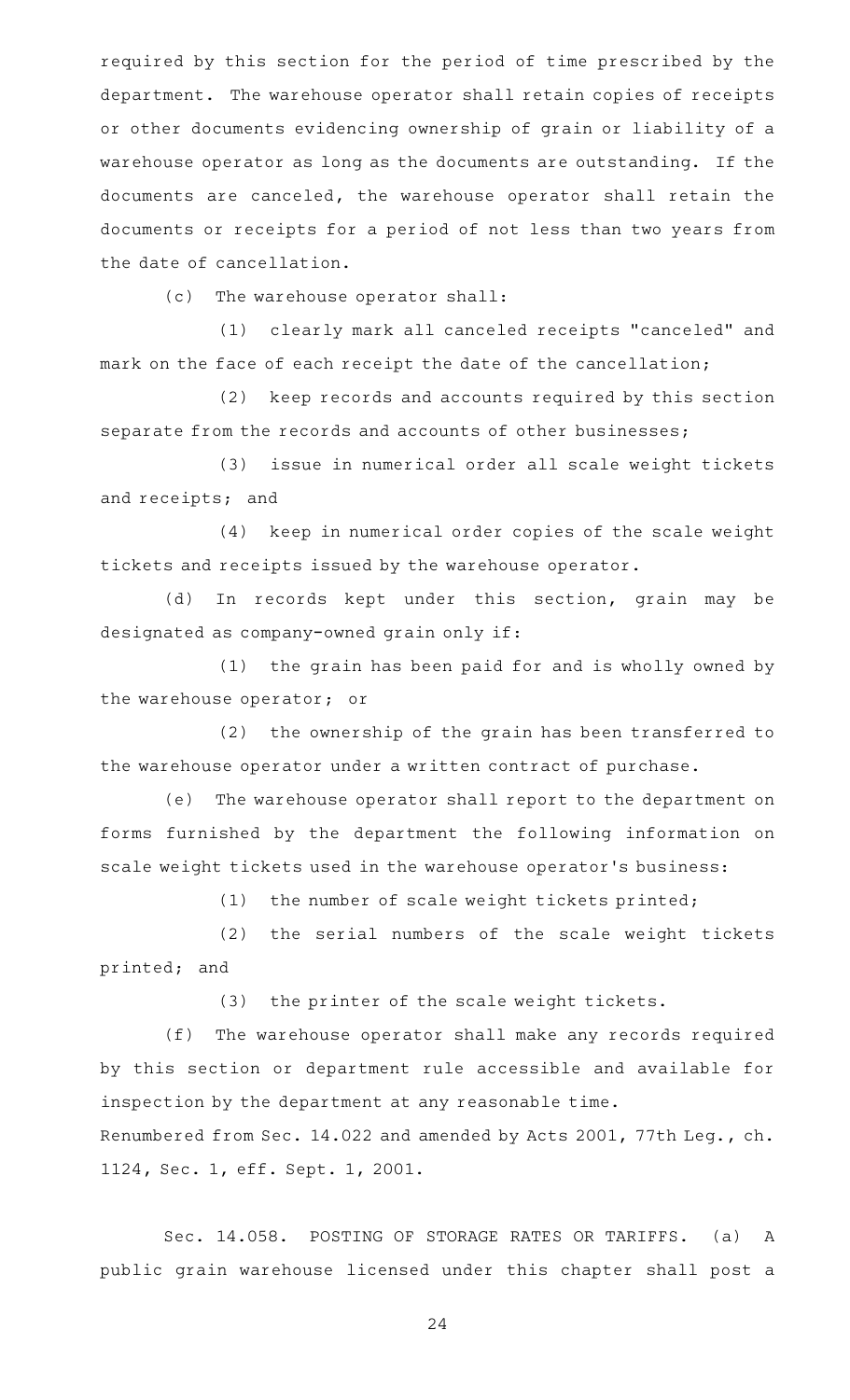required by this section for the period of time prescribed by the department. The warehouse operator shall retain copies of receipts or other documents evidencing ownership of grain or liability of a warehouse operator as long as the documents are outstanding. If the documents are canceled, the warehouse operator shall retain the documents or receipts for a period of not less than two years from the date of cancellation.

(c) The warehouse operator shall:

(1) clearly mark all canceled receipts "canceled" and mark on the face of each receipt the date of the cancellation;

(2) keep records and accounts required by this section separate from the records and accounts of other businesses;

(3) issue in numerical order all scale weight tickets and receipts; and

(4) keep in numerical order copies of the scale weight tickets and receipts issued by the warehouse operator.

(d) In records kept under this section, grain may be designated as company-owned grain only if:

(1) the grain has been paid for and is wholly owned by the warehouse operator; or

(2) the ownership of the grain has been transferred to the warehouse operator under a written contract of purchase.

(e) The warehouse operator shall report to the department on forms furnished by the department the following information on scale weight tickets used in the warehouse operator's business:

(1) the number of scale weight tickets printed;

(2) the serial numbers of the scale weight tickets printed; and

(3) the printer of the scale weight tickets.

(f) The warehouse operator shall make any records required by this section or department rule accessible and available for inspection by the department at any reasonable time.

Renumbered from Sec. 14.022 and amended by Acts 2001, 77th Leg., ch. 1124, Sec. 1, eff. Sept. 1, 2001.

Sec. 14.058. POSTING OF STORAGE RATES OR TARIFFS. (a) A public grain warehouse licensed under this chapter shall post a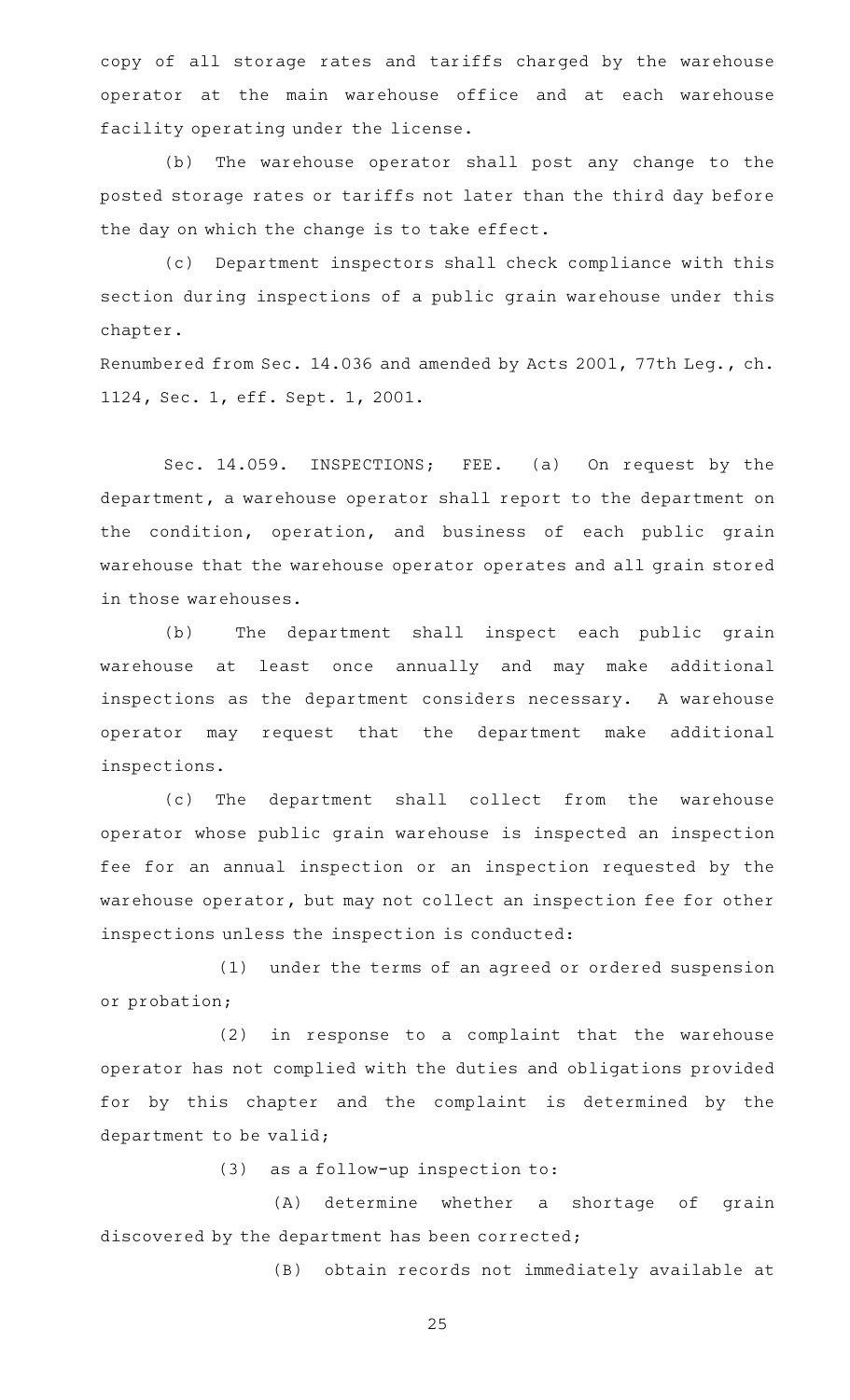copy of all storage rates and tariffs charged by the warehouse operator at the main warehouse office and at each warehouse facility operating under the license.

(b) The warehouse operator shall post any change to the posted storage rates or tariffs not later than the third day before the day on which the change is to take effect.

(c) Department inspectors shall check compliance with this section during inspections of a public grain warehouse under this chapter.

Renumbered from Sec. 14.036 and amended by Acts 2001, 77th Leg., ch. 1124, Sec. 1, eff. Sept. 1, 2001.

Sec. 14.059. INSPECTIONS; FEE. (a) On request by the department, a warehouse operator shall report to the department on the condition, operation, and business of each public grain warehouse that the warehouse operator operates and all grain stored in those warehouses.

(b) The department shall inspect each public grain warehouse at least once annually and may make additional inspections as the department considers necessary. A warehouse operator may request that the department make additional inspections.

(c) The department shall collect from the warehouse operator whose public grain warehouse is inspected an inspection fee for an annual inspection or an inspection requested by the warehouse operator, but may not collect an inspection fee for other inspections unless the inspection is conducted:

(1) under the terms of an agreed or ordered suspension or probation;

(2) in response to a complaint that the warehouse operator has not complied with the duties and obligations provided for by this chapter and the complaint is determined by the department to be valid;

(3) as a follow-up inspection to:

(A) determine whether a shortage of grain discovered by the department has been corrected;

(B) obtain records not immediately available at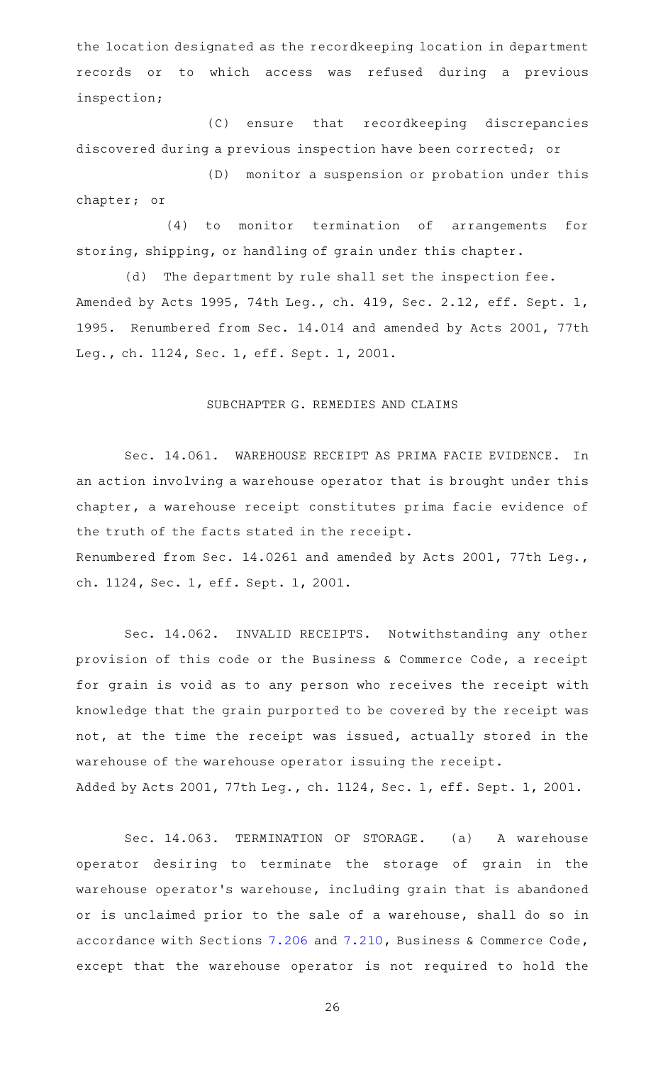the location designated as the recordkeeping location in department records or to which access was refused during a previous inspection;

(C) ensure that recordkeeping discrepancies discovered during a previous inspection have been corrected; or

(D) monitor a suspension or probation under this chapter; or

(4) to monitor termination of arrangements for storing, shipping, or handling of grain under this chapter.

(d) The department by rule shall set the inspection fee.

Amended by Acts 1995, 74th Leg., ch. 419, Sec. 2.12, eff. Sept. 1, 1995. Renumbered from Sec. 14.014 and amended by Acts 2001, 77th Leg., ch. 1124, Sec. 1, eff. Sept. 1, 2001.

## SUBCHAPTER G. REMEDIES AND CLAIMS

Sec. 14.061. WAREHOUSE RECEIPT AS PRIMA FACIE EVIDENCE. In an action involving a warehouse operator that is brought under this chapter, a warehouse receipt constitutes prima facie evidence of the truth of the facts stated in the receipt.

Renumbered from Sec. 14.0261 and amended by Acts 2001, 77th Leg., ch. 1124, Sec. 1, eff. Sept. 1, 2001.

Sec. 14.062. INVALID RECEIPTS. Notwithstanding any other provision of this code or the Business & Commerce Code, a receipt for grain is void as to any person who receives the receipt with knowledge that the grain purported to be covered by the receipt was not, at the time the receipt was issued, actually stored in the warehouse of the warehouse operator issuing the receipt.

Added by Acts 2001, 77th Leg., ch. 1124, Sec. 1, eff. Sept. 1, 2001.

Sec. 14.063. TERMINATION OF STORAGE. (a) A warehouse operator desiring to terminate the storage of grain in the warehouse operator's warehouse, including grain that is abandoned or is unclaimed prior to the sale of a warehouse, shall do so in accordance with Sections 7.206 and 7.210, Business & Commerce Code, except that the warehouse operator is not required to hold the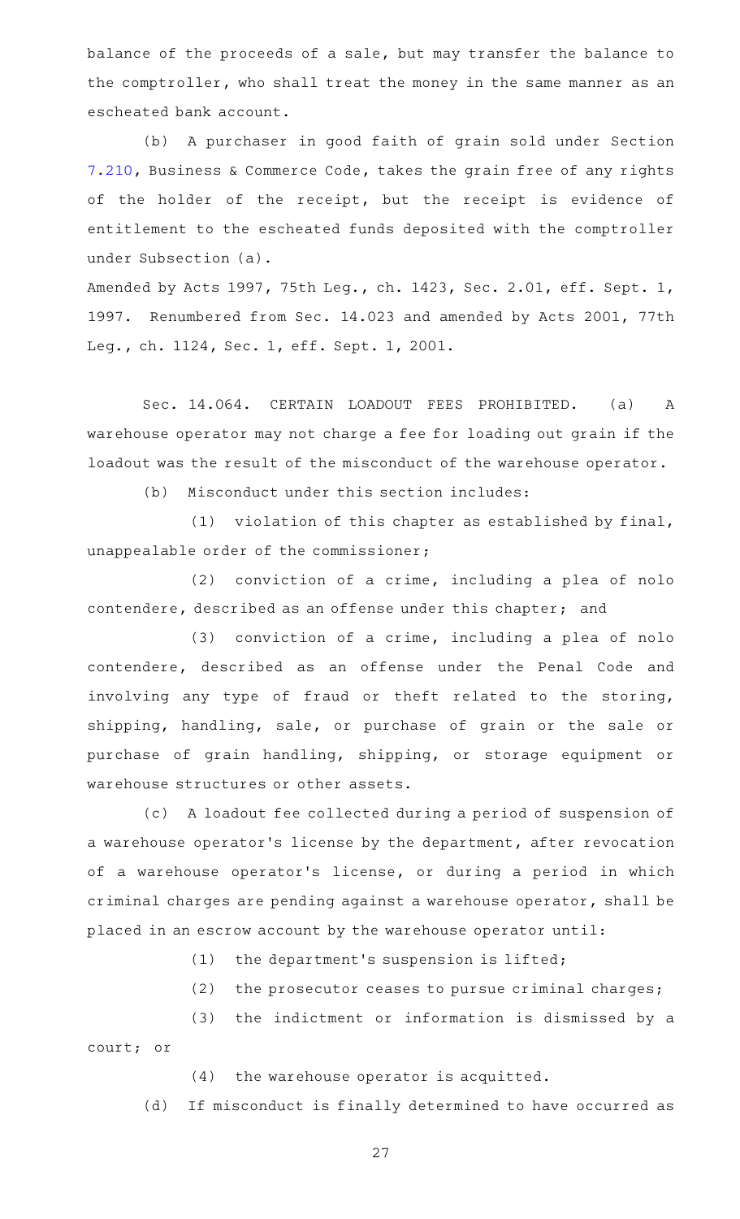balance of the proceeds of a sale, but may transfer the balance to the comptroller, who shall treat the money in the same manner as an escheated bank account.

(b) A purchaser in good faith of grain sold under Section 7.210, Business & Commerce Code, takes the grain free of any rights of the holder of the receipt, but the receipt is evidence of entitlement to the escheated funds deposited with the comptroller under Subsection (a).

Amended by Acts 1997, 75th Leg., ch. 1423, Sec. 2.01, eff. Sept. 1, 1997. Renumbered from Sec. 14.023 and amended by Acts 2001, 77th Leg., ch. 1124, Sec. 1, eff. Sept. 1, 2001.

Sec. 14.064. CERTAIN LOADOUT FEES PROHIBITED. (a) A warehouse operator may not charge a fee for loading out grain if the loadout was the result of the misconduct of the warehouse operator.

(b) Misconduct under this section includes:

(1) violation of this chapter as established by final, unappealable order of the commissioner;

(2) conviction of a crime, including a plea of nolo contendere, described as an offense under this chapter; and

(3) conviction of a crime, including a plea of nolo contendere, described as an offense under the Penal Code and involving any type of fraud or theft related to the storing, shipping, handling, sale, or purchase of grain or the sale or purchase of grain handling, shipping, or storage equipment or warehouse structures or other assets.

(c) A loadout fee collected during a period of suspension of a warehouse operator's license by the department, after revocation of a warehouse operator's license, or during a period in which criminal charges are pending against a warehouse operator, shall be placed in an escrow account by the warehouse operator until:

(1) the department's suspension is lifted;

(2) the prosecutor ceases to pursue criminal charges;

(3) the indictment or information is dismissed by a court; or

(4) the warehouse operator is acquitted.

(d) If misconduct is finally determined to have occurred as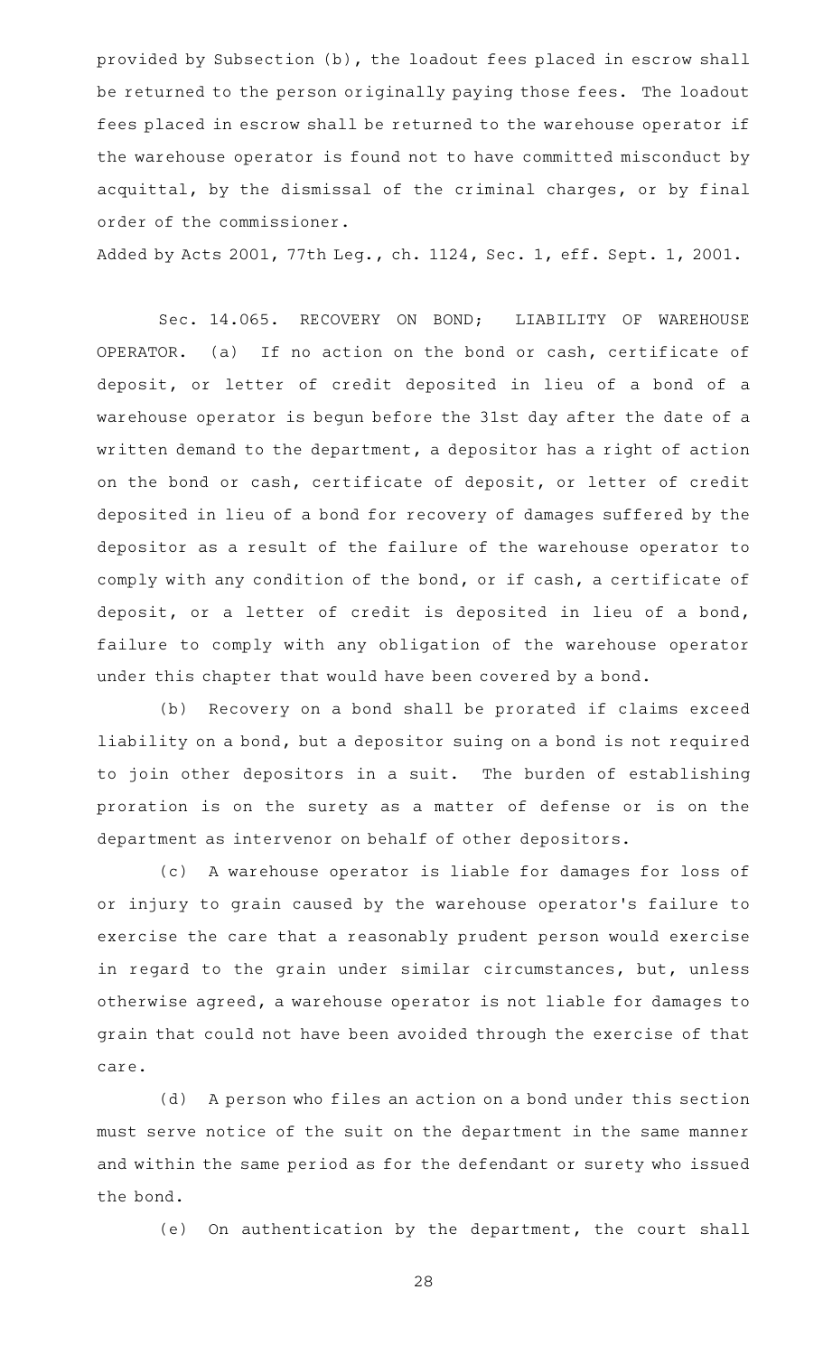provided by Subsection (b), the loadout fees placed in escrow shall be returned to the person originally paying those fees. The loadout fees placed in escrow shall be returned to the warehouse operator if the warehouse operator is found not to have committed misconduct by acquittal, by the dismissal of the criminal charges, or by final order of the commissioner.

Added by Acts 2001, 77th Leg., ch. 1124, Sec. 1, eff. Sept. 1, 2001.

Sec. 14.065. RECOVERY ON BOND; LIABILITY OF WAREHOUSE OPERATOR. (a) If no action on the bond or cash, certificate of deposit, or letter of credit deposited in lieu of a bond of a warehouse operator is begun before the 31st day after the date of a written demand to the department, a depositor has a right of action on the bond or cash, certificate of deposit, or letter of credit deposited in lieu of a bond for recovery of damages suffered by the depositor as a result of the failure of the warehouse operator to comply with any condition of the bond, or if cash, a certificate of deposit, or a letter of credit is deposited in lieu of a bond, failure to comply with any obligation of the warehouse operator under this chapter that would have been covered by a bond.

(b) Recovery on a bond shall be prorated if claims exceed liability on a bond, but a depositor suing on a bond is not required to join other depositors in a suit. The burden of establishing proration is on the surety as a matter of defense or is on the department as intervenor on behalf of other depositors.

(c) A warehouse operator is liable for damages for loss of or injury to grain caused by the warehouse operator's failure to exercise the care that a reasonably prudent person would exercise in regard to the grain under similar circumstances, but, unless otherwise agreed, a warehouse operator is not liable for damages to grain that could not have been avoided through the exercise of that care.

(d) A person who files an action on a bond under this section must serve notice of the suit on the department in the same manner and within the same period as for the defendant or surety who issued the bond.

(e) On authentication by the department, the court shall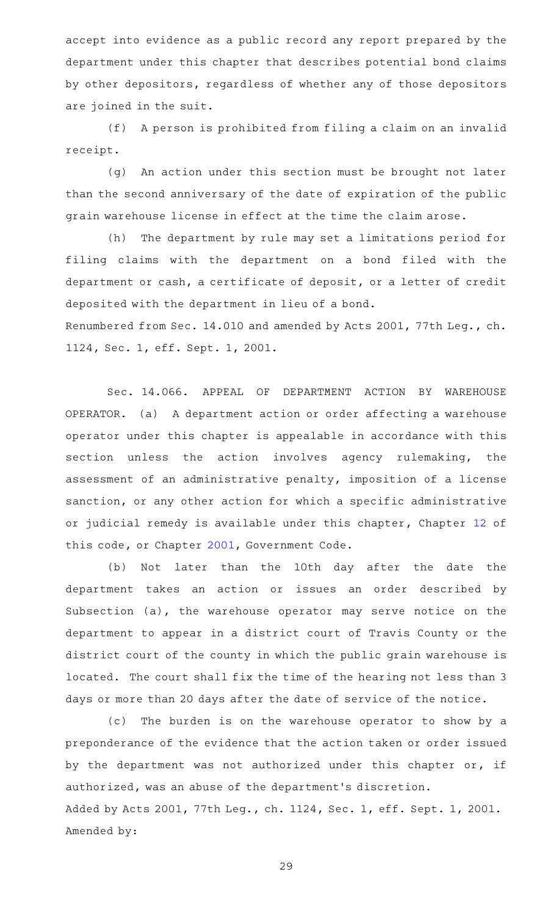accept into evidence as a public record any report prepared by the department under this chapter that describes potential bond claims by other depositors, regardless of whether any of those depositors are joined in the suit.

(f) A person is prohibited from filing a claim on an invalid receipt.

(g) An action under this section must be brought not later than the second anniversary of the date of expiration of the public grain warehouse license in effect at the time the claim arose.

(h) The department by rule may set a limitations period for filing claims with the department on a bond filed with the department or cash, a certificate of deposit, or a letter of credit deposited with the department in lieu of a bond.

Renumbered from Sec. 14.010 and amended by Acts 2001, 77th Leg., ch. 1124, Sec. 1, eff. Sept. 1, 2001.

Sec. 14.066. APPEAL OF DEPARTMENT ACTION BY WAREHOUSE OPERATOR. (a) A department action or order affecting a warehouse operator under this chapter is appealable in accordance with this section unless the action involves agency rulemaking, the assessment of an administrative penalty, imposition of a license sanction, or any other action for which a specific administrative or judicial remedy is available under this chapter, Chapter 12 of this code, or Chapter 2001, Government Code.

(b) Not later than the 10th day after the date the department takes an action or issues an order described by Subsection (a), the warehouse operator may serve notice on the department to appear in a district court of Travis County or the district court of the county in which the public grain warehouse is located. The court shall fix the time of the hearing not less than 3 days or more than 20 days after the date of service of the notice.

(c) The burden is on the warehouse operator to show by a preponderance of the evidence that the action taken or order issued by the department was not authorized under this chapter or, if authorized, was an abuse of the department's discretion.

Added by Acts 2001, 77th Leg., ch. 1124, Sec. 1, eff. Sept. 1, 2001.

Amended by: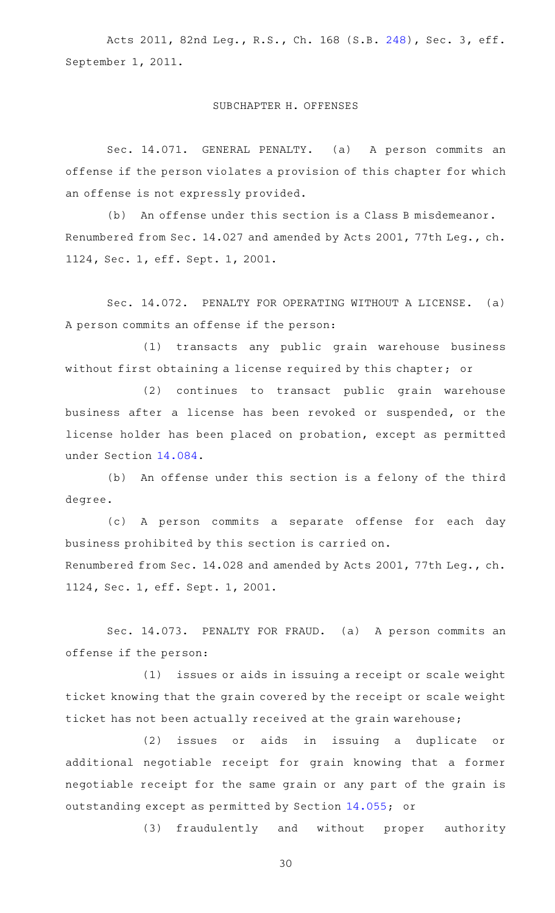Acts 2011, 82nd Leg., R.S., Ch. 168 (S.B. 248), Sec. 3, eff. September 1, 2011.

SUBCHAPTER H. OFFENSES

Sec. 14.071. GENERAL PENALTY. (a) A person commits an offense if the person violates a provision of this chapter for which an offense is not expressly provided.

(b) An offense under this section is a Class B misdemeanor.

Renumbered from Sec. 14.027 and amended by Acts 2001, 77th Leg., ch. 1124, Sec. 1, eff. Sept. 1, 2001.

Sec. 14.072. PENALTY FOR OPERATING WITHOUT A LICENSE. (a) A person commits an offense if the person:

(1) transacts any public grain warehouse business without first obtaining a license required by this chapter; or

(2) continues to transact public grain warehouse business after a license has been revoked or suspended, or the license holder has been placed on probation, except as permitted under Section 14.084.

(b) An offense under this section is a felony of the third degree.

(c) A person commits a separate offense for each day business prohibited by this section is carried on.

Renumbered from Sec. 14.028 and amended by Acts 2001, 77th Leg., ch. 1124, Sec. 1, eff. Sept. 1, 2001.

Sec. 14.073. PENALTY FOR FRAUD. (a) A person commits an offense if the person:

(1) issues or aids in issuing a receipt or scale weight ticket knowing that the grain covered by the receipt or scale weight ticket has not been actually received at the grain warehouse;

(2) issues or aids in issuing a duplicate or additional negotiable receipt for grain knowing that a former negotiable receipt for the same grain or any part of the grain is outstanding except as permitted by Section 14.055; or

(3) fraudulently and without proper authority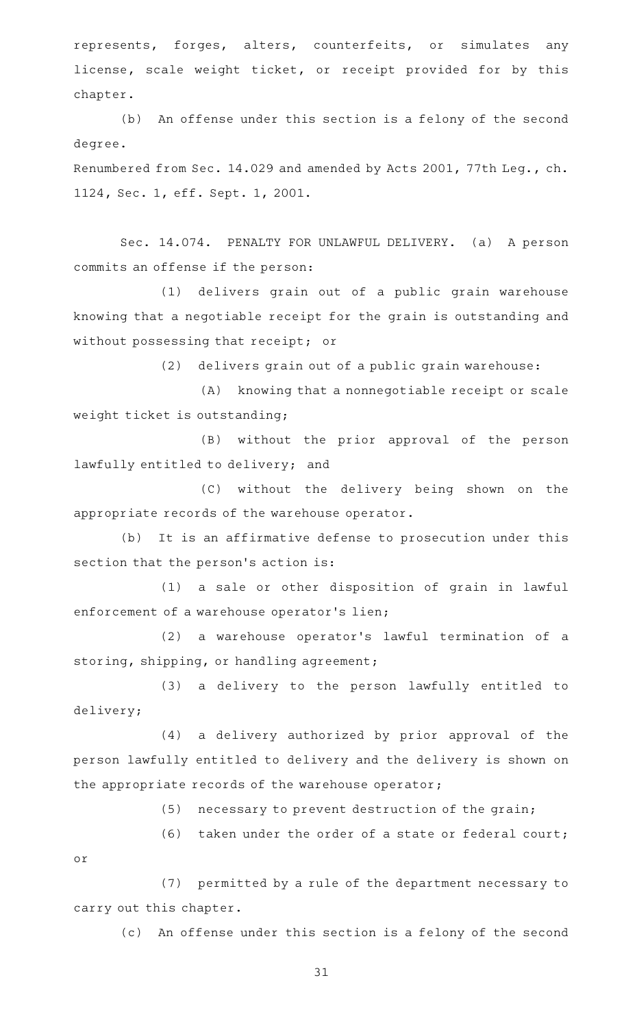represents, forges, alters, counterfeits, or simulates any license, scale weight ticket, or receipt provided for by this chapter.

(b) An offense under this section is a felony of the second degree.

Renumbered from Sec. 14.029 and amended by Acts 2001, 77th Leg., ch. 1124, Sec. 1, eff. Sept. 1, 2001.

Sec. 14.074. PENALTY FOR UNLAWFUL DELIVERY. (a) A person commits an offense if the person:

(1) delivers grain out of a public grain warehouse knowing that a negotiable receipt for the grain is outstanding and without possessing that receipt; or

(2) delivers grain out of a public grain warehouse:

(A) knowing that a nonnegotiable receipt or scale weight ticket is outstanding;

(B) without the prior approval of the person lawfully entitled to delivery; and

(C) without the delivery being shown on the appropriate records of the warehouse operator.

(b) It is an affirmative defense to prosecution under this section that the person's action is:

(1) a sale or other disposition of grain in lawful enforcement of a warehouse operator's lien;

(2) a warehouse operator's lawful termination of a storing, shipping, or handling agreement;

(3) a delivery to the person lawfully entitled to delivery;

(4) a delivery authorized by prior approval of the person lawfully entitled to delivery and the delivery is shown on the appropriate records of the warehouse operator;

(5) necessary to prevent destruction of the grain;

(6) taken under the order of a state or federal court; or

(7) permitted by a rule of the department necessary to carry out this chapter.

(c) An offense under this section is a felony of the second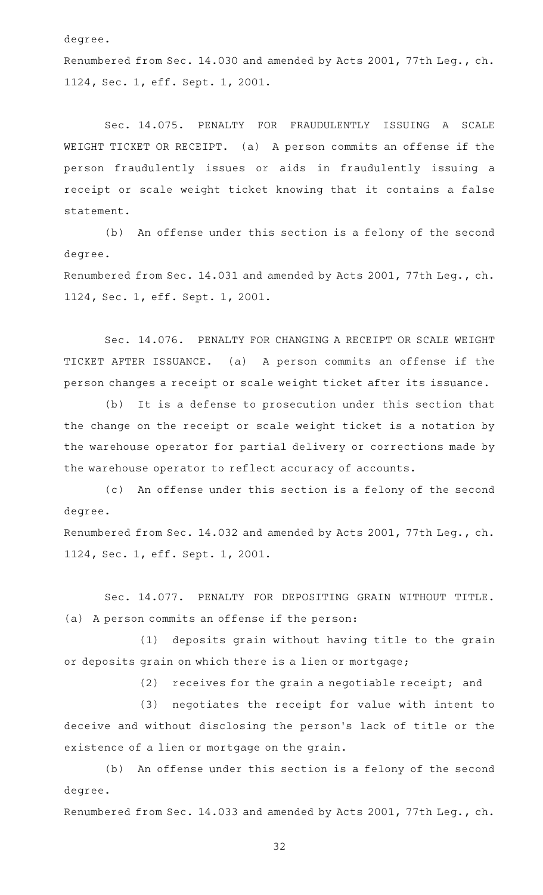degree.

Renumbered from Sec. 14.030 and amended by Acts 2001, 77th Leg., ch. 1124, Sec. 1, eff. Sept. 1, 2001.

Sec. 14.075. PENALTY FOR FRAUDULENTLY ISSUING A SCALE WEIGHT TICKET OR RECEIPT. (a) A person commits an offense if the person fraudulently issues or aids in fraudulently issuing a receipt or scale weight ticket knowing that it contains a false statement.

(b) An offense under this section is a felony of the second degree.

Renumbered from Sec. 14.031 and amended by Acts 2001, 77th Leg., ch. 1124, Sec. 1, eff. Sept. 1, 2001.

Sec. 14.076. PENALTY FOR CHANGING A RECEIPT OR SCALE WEIGHT TICKET AFTER ISSUANCE. (a) A person commits an offense if the person changes a receipt or scale weight ticket after its issuance.

(b) It is a defense to prosecution under this section that the change on the receipt or scale weight ticket is a notation by the warehouse operator for partial delivery or corrections made by the warehouse operator to reflect accuracy of accounts.

(c) An offense under this section is a felony of the second degree.

Renumbered from Sec. 14.032 and amended by Acts 2001, 77th Leg., ch. 1124, Sec. 1, eff. Sept. 1, 2001.

Sec. 14.077. PENALTY FOR DEPOSITING GRAIN WITHOUT TITLE. (a) A person commits an offense if the person:

(1) deposits grain without having title to the grain or deposits grain on which there is a lien or mortgage;

(2) receives for the grain a negotiable receipt; and

(3) negotiates the receipt for value with intent to deceive and without disclosing the person's lack of title or the existence of a lien or mortgage on the grain.

(b) An offense under this section is a felony of the second degree.

Renumbered from Sec. 14.033 and amended by Acts 2001, 77th Leg., ch.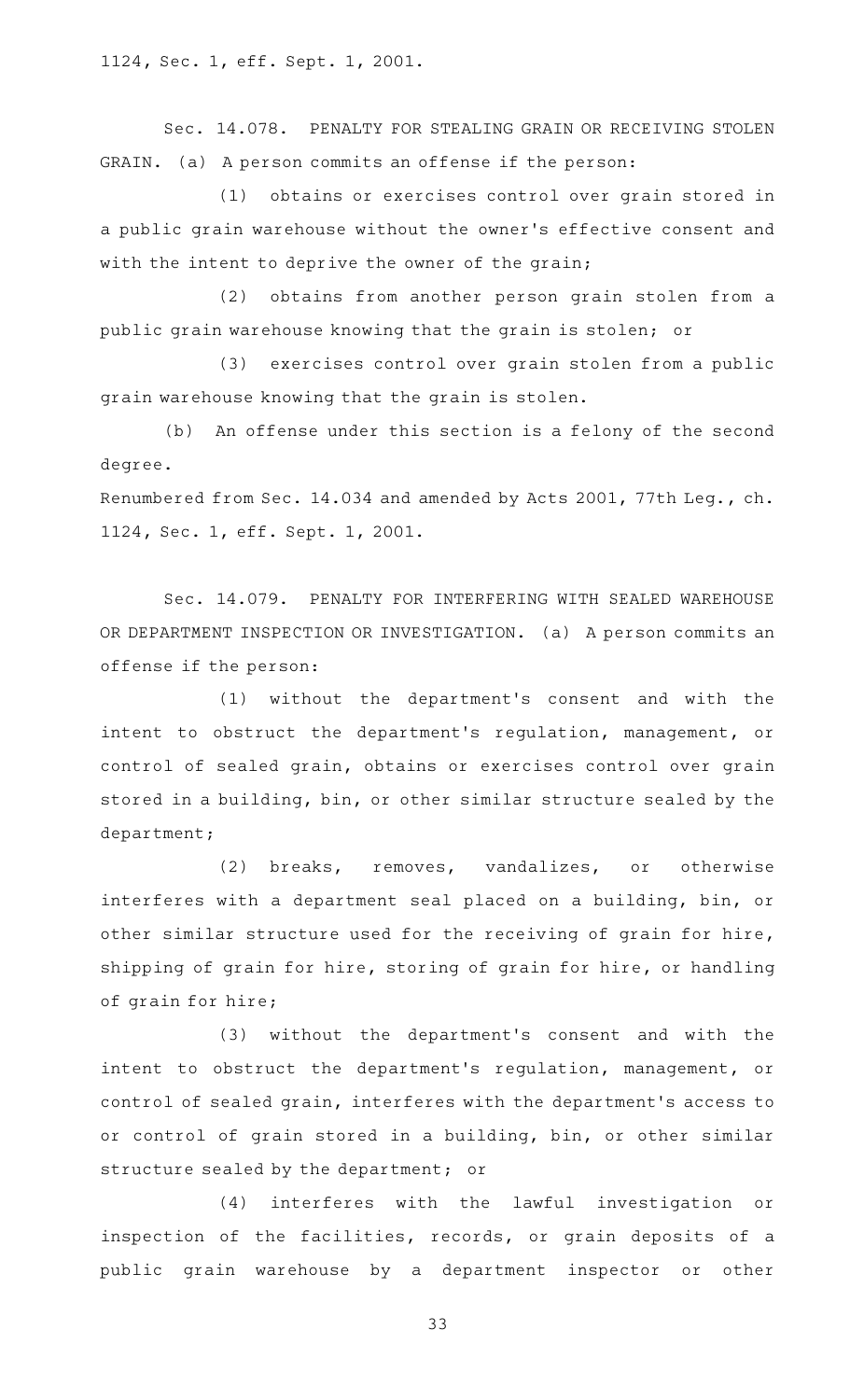1124, Sec. 1, eff. Sept. 1, 2001.

Sec. 14.078. PENALTY FOR STEALING GRAIN OR RECEIVING STOLEN GRAIN. (a) A person commits an offense if the person:

(1) obtains or exercises control over grain stored in a public grain warehouse without the owner's effective consent and with the intent to deprive the owner of the grain;

(2) obtains from another person grain stolen from a public grain warehouse knowing that the grain is stolen; or

(3) exercises control over grain stolen from a public grain warehouse knowing that the grain is stolen.

(b) An offense under this section is a felony of the second degree.

Renumbered from Sec. 14.034 and amended by Acts 2001, 77th Leg., ch. 1124, Sec. 1, eff. Sept. 1, 2001.

Sec. 14.079. PENALTY FOR INTERFERING WITH SEALED WAREHOUSE OR DEPARTMENT INSPECTION OR INVESTIGATION. (a) A person commits an offense if the person:

(1) without the department's consent and with the intent to obstruct the department's regulation, management, or control of sealed grain, obtains or exercises control over grain stored in a building, bin, or other similar structure sealed by the department;

(2) breaks, removes, vandalizes, or otherwise interferes with a department seal placed on a building, bin, or other similar structure used for the receiving of grain for hire, shipping of grain for hire, storing of grain for hire, or handling of grain for hire;

(3) without the department's consent and with the intent to obstruct the department's regulation, management, or control of sealed grain, interferes with the department's access to or control of grain stored in a building, bin, or other similar structure sealed by the department; or

(4) interferes with the lawful investigation or inspection of the facilities, records, or grain deposits of a public grain warehouse by a department inspector or other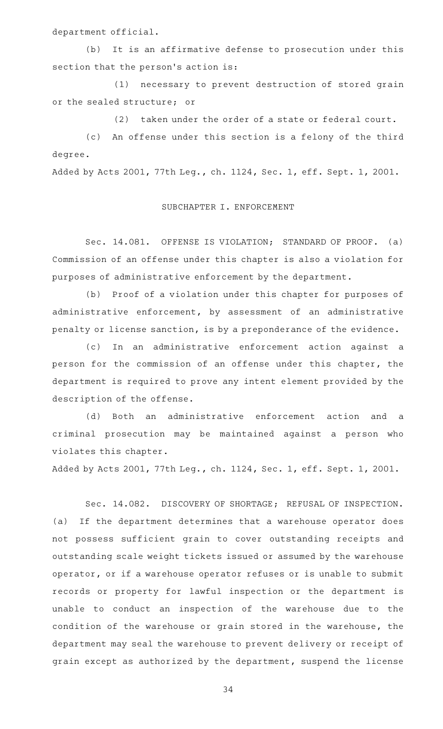department official.

(b) It is an affirmative defense to prosecution under this section that the person's action is:

(1) necessary to prevent destruction of stored grain or the sealed structure; or

(2) taken under the order of a state or federal court.

(c) An offense under this section is a felony of the third degree.

Added by Acts 2001, 77th Leg., ch. 1124, Sec. 1, eff. Sept. 1, 2001.

## SUBCHAPTER I. ENFORCEMENT

Sec. 14.081. OFFENSE IS VIOLATION; STANDARD OF PROOF. (a) Commission of an offense under this chapter is also a violation for purposes of administrative enforcement by the department.

(b) Proof of a violation under this chapter for purposes of administrative enforcement, by assessment of an administrative penalty or license sanction, is by a preponderance of the evidence.

(c) In an administrative enforcement action against a person for the commission of an offense under this chapter, the department is required to prove any intent element provided by the description of the offense.

(d) Both an administrative enforcement action and a criminal prosecution may be maintained against a person who violates this chapter.

Added by Acts 2001, 77th Leg., ch. 1124, Sec. 1, eff. Sept. 1, 2001.

Sec. 14.082. DISCOVERY OF SHORTAGE; REFUSAL OF INSPECTION. (a) If the department determines that a warehouse operator does not possess sufficient grain to cover outstanding receipts and outstanding scale weight tickets issued or assumed by the warehouse operator, or if a warehouse operator refuses or is unable to submit records or property for lawful inspection or the department is unable to conduct an inspection of the warehouse due to the condition of the warehouse or grain stored in the warehouse, the department may seal the warehouse to prevent delivery or receipt of grain except as authorized by the department, suspend the license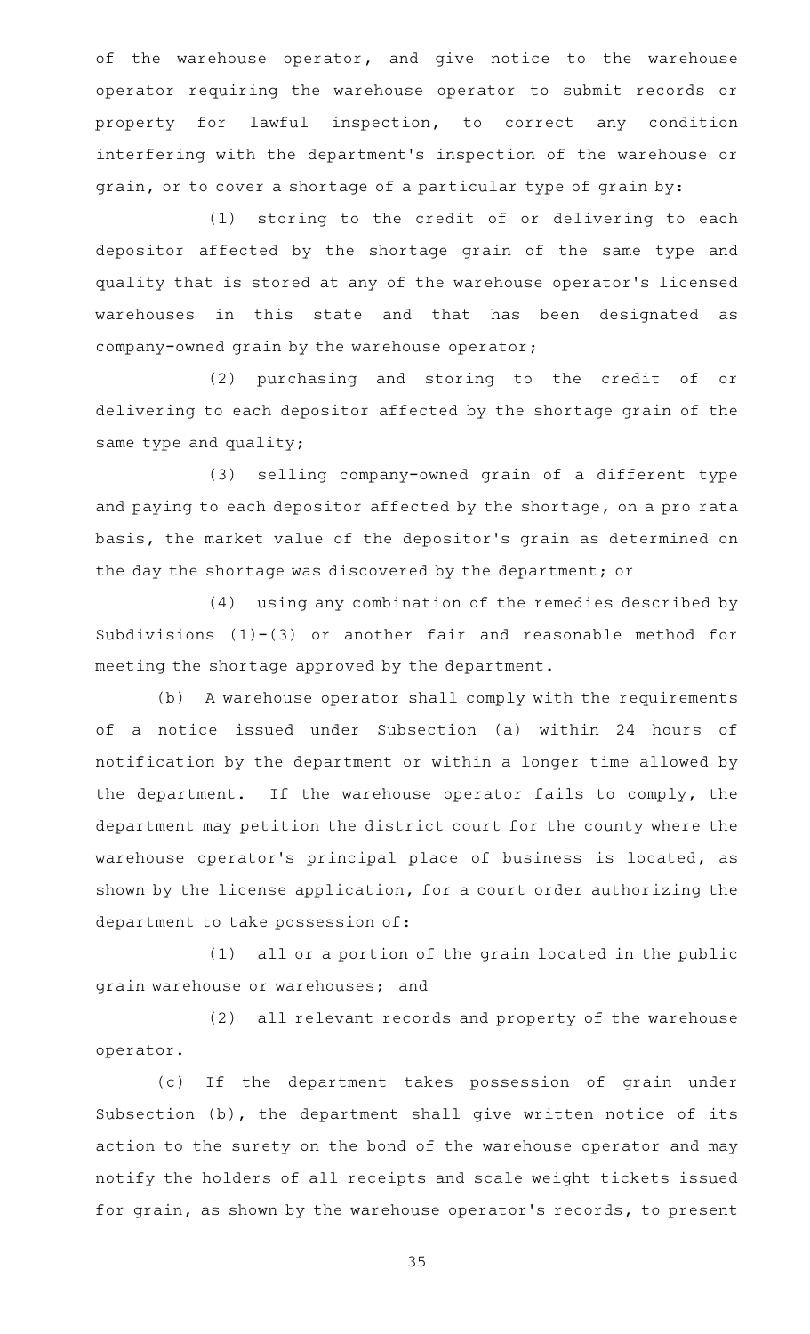of the warehouse operator, and give notice to the warehouse operator requiring the warehouse operator to submit records or property for lawful inspection, to correct any condition interfering with the department's inspection of the warehouse or grain, or to cover a shortage of a particular type of grain by:

(1) storing to the credit of or delivering to each depositor affected by the shortage grain of the same type and quality that is stored at any of the warehouse operator's licensed warehouses in this state and that has been designated as company-owned grain by the warehouse operator;

(2) purchasing and storing to the credit of or delivering to each depositor affected by the shortage grain of the same type and quality;

(3) selling company-owned grain of a different type and paying to each depositor affected by the shortage, on a pro rata basis, the market value of the depositor's grain as determined on the day the shortage was discovered by the department; or

(4) using any combination of the remedies described by Subdivisions (1)-(3) or another fair and reasonable method for meeting the shortage approved by the department.

(b) A warehouse operator shall comply with the requirements of a notice issued under Subsection (a) within 24 hours of notification by the department or within a longer time allowed by the department. If the warehouse operator fails to comply, the department may petition the district court for the county where the warehouse operator's principal place of business is located, as shown by the license application, for a court order authorizing the department to take possession of:

(1) all or a portion of the grain located in the public grain warehouse or warehouses; and

(2) all relevant records and property of the warehouse operator.

(c) If the department takes possession of grain under Subsection (b), the department shall give written notice of its action to the surety on the bond of the warehouse operator and may notify the holders of all receipts and scale weight tickets issued for grain, as shown by the warehouse operator's records, to present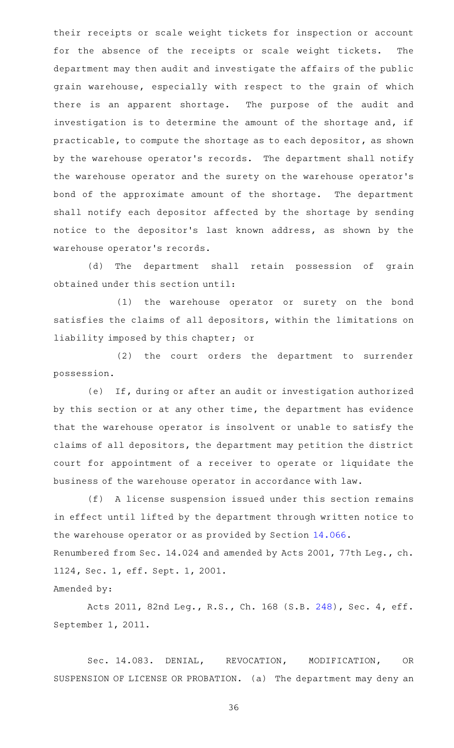their receipts or scale weight tickets for inspection or account for the absence of the receipts or scale weight tickets. The department may then audit and investigate the affairs of the public grain warehouse, especially with respect to the grain of which there is an apparent shortage. The purpose of the audit and investigation is to determine the amount of the shortage and, if practicable, to compute the shortage as to each depositor, as shown by the warehouse operator's records. The department shall notify the warehouse operator and the surety on the warehouse operator's bond of the approximate amount of the shortage. The department shall notify each depositor affected by the shortage by sending notice to the depositor's last known address, as shown by the warehouse operator's records.

(d) The department shall retain possession of grain obtained under this section until:

(1) the warehouse operator or surety on the bond satisfies the claims of all depositors, within the limitations on liability imposed by this chapter; or

(2) the court orders the department to surrender possession.

(e) If, during or after an audit or investigation authorized by this section or at any other time, the department has evidence that the warehouse operator is insolvent or unable to satisfy the claims of all depositors, the department may petition the district court for appointment of a receiver to operate or liquidate the business of the warehouse operator in accordance with law.

(f) A license suspension issued under this section remains in effect until lifted by the department through written notice to the warehouse operator or as provided by Section 14.066.

Renumbered from Sec. 14.024 and amended by Acts 2001, 77th Leg., ch. 1124, Sec. 1, eff. Sept. 1, 2001.

Amended by:

Acts 2011, 82nd Leg., R.S., Ch. 168 (S.B. 248), Sec. 4, eff. September 1, 2011.

Sec. 14.083. DENIAL, REVOCATION, MODIFICATION, OR SUSPENSION OF LICENSE OR PROBATION. (a) The department may deny an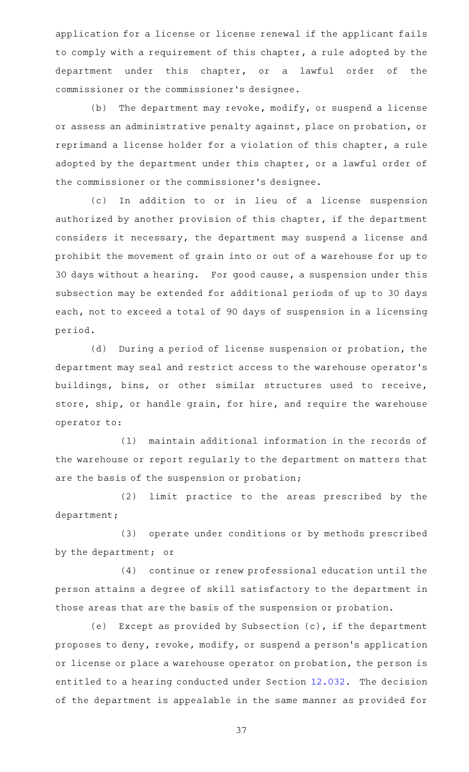application for a license or license renewal if the applicant fails to comply with a requirement of this chapter, a rule adopted by the department under this chapter, or a lawful order of the commissioner or the commissioner's designee.

(b) The department may revoke, modify, or suspend a license or assess an administrative penalty against, place on probation, or reprimand a license holder for a violation of this chapter, a rule adopted by the department under this chapter, or a lawful order of the commissioner or the commissioner's designee.

(c) In addition to or in lieu of a license suspension authorized by another provision of this chapter, if the department considers it necessary, the department may suspend a license and prohibit the movement of grain into or out of a warehouse for up to 30 days without a hearing. For good cause, a suspension under this subsection may be extended for additional periods of up to 30 days each, not to exceed a total of 90 days of suspension in a licensing period.

(d) During a period of license suspension or probation, the department may seal and restrict access to the warehouse operator's buildings, bins, or other similar structures used to receive, store, ship, or handle grain, for hire, and require the warehouse operator to:

(1) maintain additional information in the records of the warehouse or report regularly to the department on matters that are the basis of the suspension or probation;

(2) limit practice to the areas prescribed by the department;

(3) operate under conditions or by methods prescribed by the department; or

(4) continue or renew professional education until the person attains a degree of skill satisfactory to the department in those areas that are the basis of the suspension or probation.

(e) Except as provided by Subsection (c), if the department proposes to deny, revoke, modify, or suspend a person's application or license or place a warehouse operator on probation, the person is entitled to a hearing conducted under Section 12.032. The decision of the department is appealable in the same manner as provided for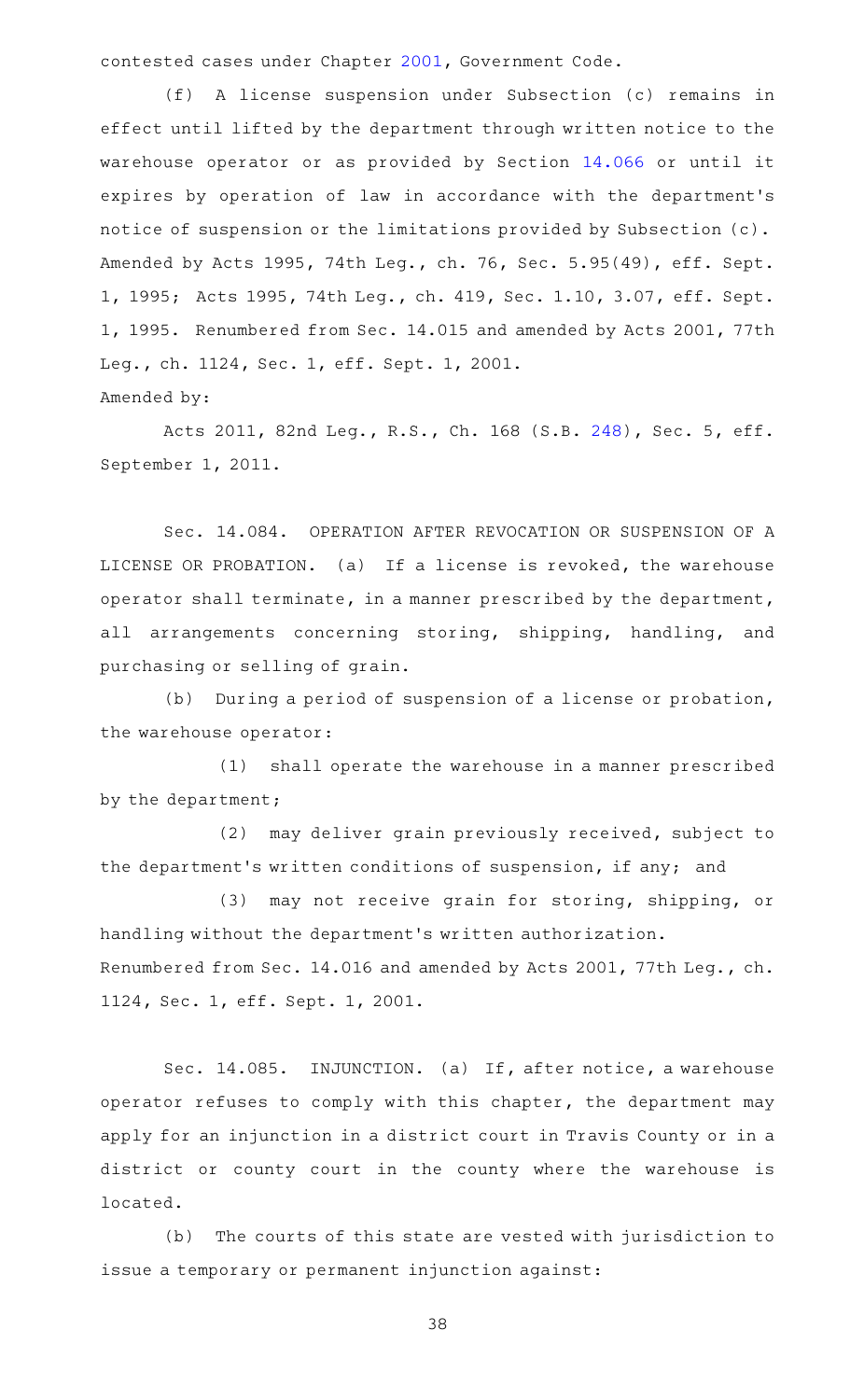contested cases under Chapter 2001, Government Code.

(f) A license suspension under Subsection (c) remains in effect until lifted by the department through written notice to the warehouse operator or as provided by Section 14.066 or until it expires by operation of law in accordance with the department's notice of suspension or the limitations provided by Subsection (c).
Amended by Acts 1995, 74th Leg., ch. 76, Sec. 5.95(49), eff. Sept. 1, 1995; Acts 1995, 74th Leg., ch. 419, Sec. 1.10, 3.07, eff. Sept. 1, 1995. Renumbered from Sec. 14.015 and amended by Acts 2001, 77th Leg., ch. 1124, Sec. 1, eff. Sept. 1, 2001.
Amended by:

Acts 2011, 82nd Leg., R.S., Ch. 168 (S.B. 248), Sec. 5, eff. September 1, 2011.

Sec. 14.084. OPERATION AFTER REVOCATION OR SUSPENSION OF A LICENSE OR PROBATION. (a) If a license is revoked, the warehouse operator shall terminate, in a manner prescribed by the department, all arrangements concerning storing, shipping, handling, and purchasing or selling of grain.

(b) During a period of suspension of a license or probation, the warehouse operator:

(1) shall operate the warehouse in a manner prescribed by the department;

(2) may deliver grain previously received, subject to the department's written conditions of suspension, if any; and

(3) may not receive grain for storing, shipping, or handling without the department's written authorization.
Renumbered from Sec. 14.016 and amended by Acts 2001, 77th Leg., ch. 1124, Sec. 1, eff. Sept. 1, 2001.

Sec. 14.085. INJUNCTION. (a) If, after notice, a warehouse operator refuses to comply with this chapter, the department may apply for an injunction in a district court in Travis County or in a district or county court in the county where the warehouse is located.

(b) The courts of this state are vested with jurisdiction to issue a temporary or permanent injunction against: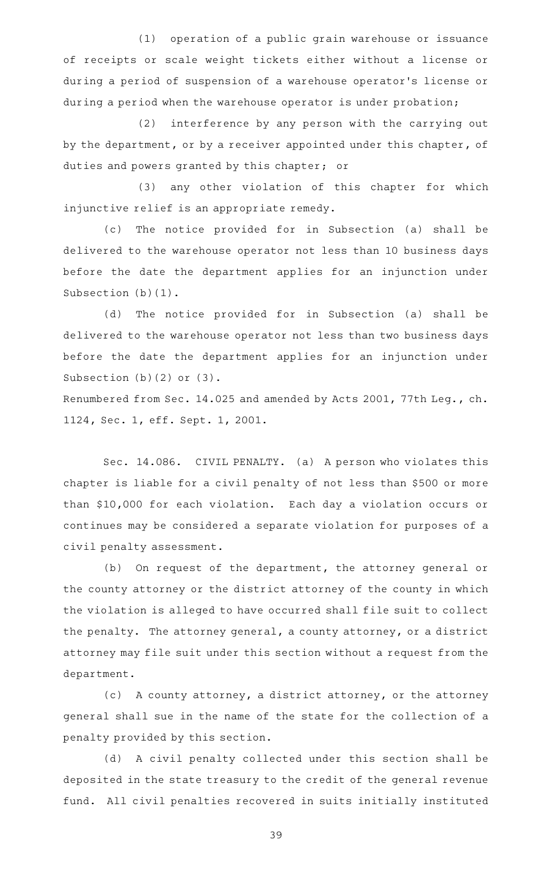(1) operation of a public grain warehouse or issuance of receipts or scale weight tickets either without a license or during a period of suspension of a warehouse operator's license or during a period when the warehouse operator is under probation;

(2) interference by any person with the carrying out by the department, or by a receiver appointed under this chapter, of duties and powers granted by this chapter; or

(3) any other violation of this chapter for which injunctive relief is an appropriate remedy.

(c) The notice provided for in Subsection (a) shall be delivered to the warehouse operator not less than 10 business days before the date the department applies for an injunction under Subsection (b)(1).

(d) The notice provided for in Subsection (a) shall be delivered to the warehouse operator not less than two business days before the date the department applies for an injunction under Subsection (b)(2) or (3).

Renumbered from Sec. 14.025 and amended by Acts 2001, 77th Leg., ch. 1124, Sec. 1, eff. Sept. 1, 2001.

Sec. 14.086. CIVIL PENALTY. (a) A person who violates this chapter is liable for a civil penalty of not less than $500 or more than $10,000 for each violation. Each day a violation occurs or continues may be considered a separate violation for purposes of a civil penalty assessment.

(b) On request of the department, the attorney general or the county attorney or the district attorney of the county in which the violation is alleged to have occurred shall file suit to collect the penalty. The attorney general, a county attorney, or a district attorney may file suit under this section without a request from the department.

(c) A county attorney, a district attorney, or the attorney general shall sue in the name of the state for the collection of a penalty provided by this section.

(d) A civil penalty collected under this section shall be deposited in the state treasury to the credit of the general revenue fund. All civil penalties recovered in suits initially instituted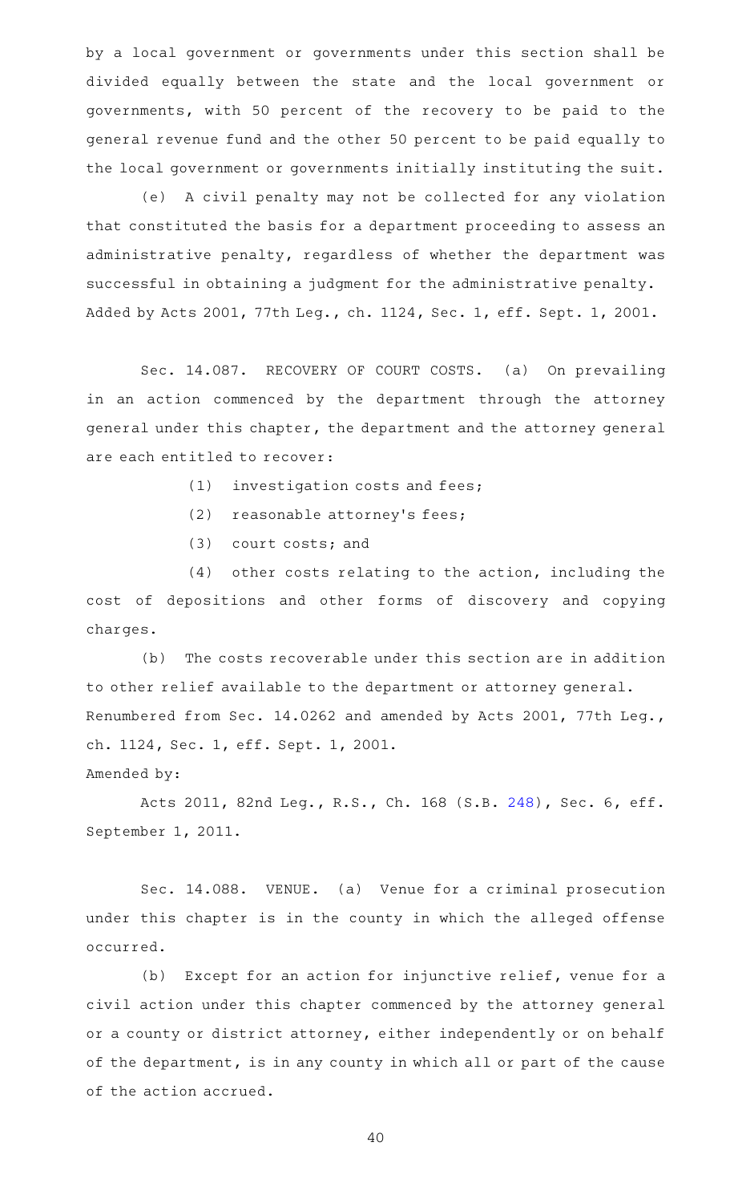by a local government or governments under this section shall be divided equally between the state and the local government or governments, with 50 percent of the recovery to be paid to the general revenue fund and the other 50 percent to be paid equally to the local government or governments initially instituting the suit.

(e) A civil penalty may not be collected for any violation that constituted the basis for a department proceeding to assess an administrative penalty, regardless of whether the department was successful in obtaining a judgment for the administrative penalty.

Added by Acts 2001, 77th Leg., ch. 1124, Sec. 1, eff. Sept. 1, 2001.

Sec. 14.087. RECOVERY OF COURT COSTS. (a) On prevailing in an action commenced by the department through the attorney general under this chapter, the department and the attorney general are each entitled to recover:

(1) investigation costs and fees;

(2) reasonable attorney's fees;

(3) court costs; and

(4) other costs relating to the action, including the cost of depositions and other forms of discovery and copying charges.

(b) The costs recoverable under this section are in addition to other relief available to the department or attorney general.

Renumbered from Sec. 14.0262 and amended by Acts 2001, 77th Leg., ch. 1124, Sec. 1, eff. Sept. 1, 2001.

Amended by:

Acts 2011, 82nd Leg., R.S., Ch. 168 (S.B. 248), Sec. 6, eff. September 1, 2011.

Sec. 14.088. VENUE. (a) Venue for a criminal prosecution under this chapter is in the county in which the alleged offense occurred.

(b) Except for an action for injunctive relief, venue for a civil action under this chapter commenced by the attorney general or a county or district attorney, either independently or on behalf of the department, is in any county in which all or part of the cause of the action accrued.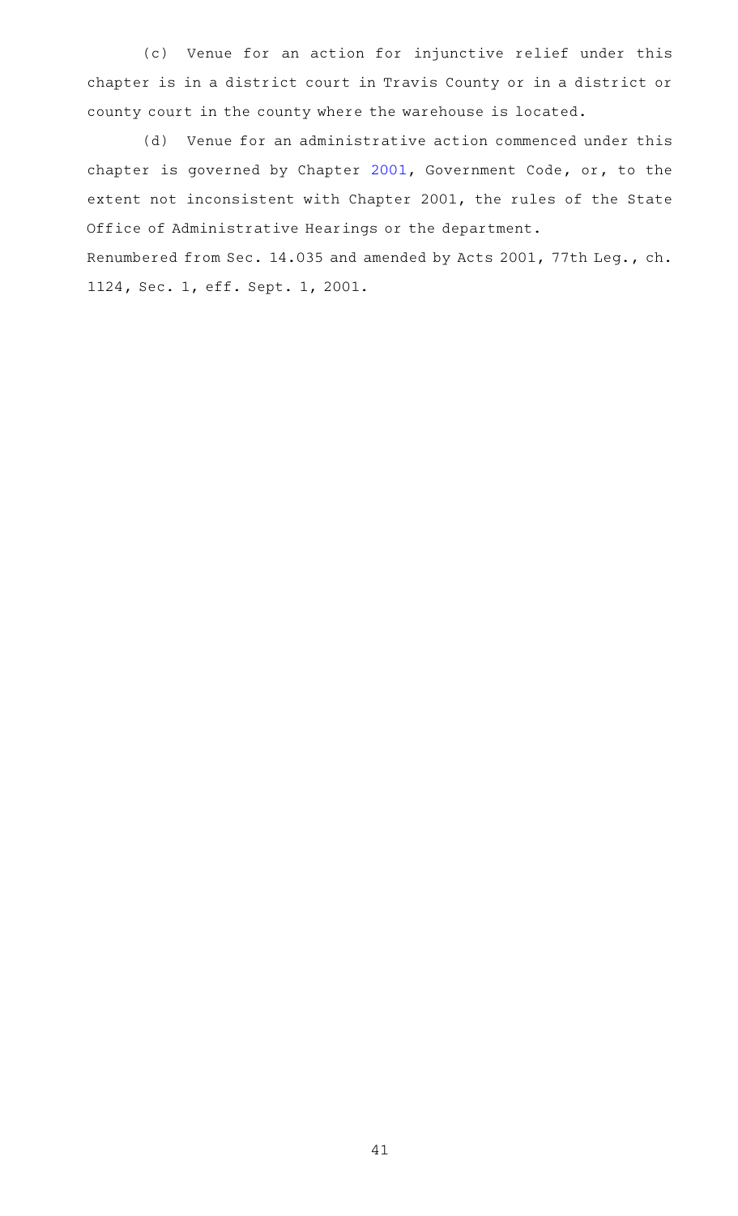(c) Venue for an action for injunctive relief under this chapter is in a district court in Travis County or in a district or county court in the county where the warehouse is located.

(d) Venue for an administrative action commenced under this chapter is governed by Chapter 2001, Government Code, or, to the extent not inconsistent with Chapter 2001, the rules of the State Office of Administrative Hearings or the department.

Renumbered from Sec. 14.035 and amended by Acts 2001, 77th Leg., ch. 1124, Sec. 1, eff. Sept. 1, 2001.